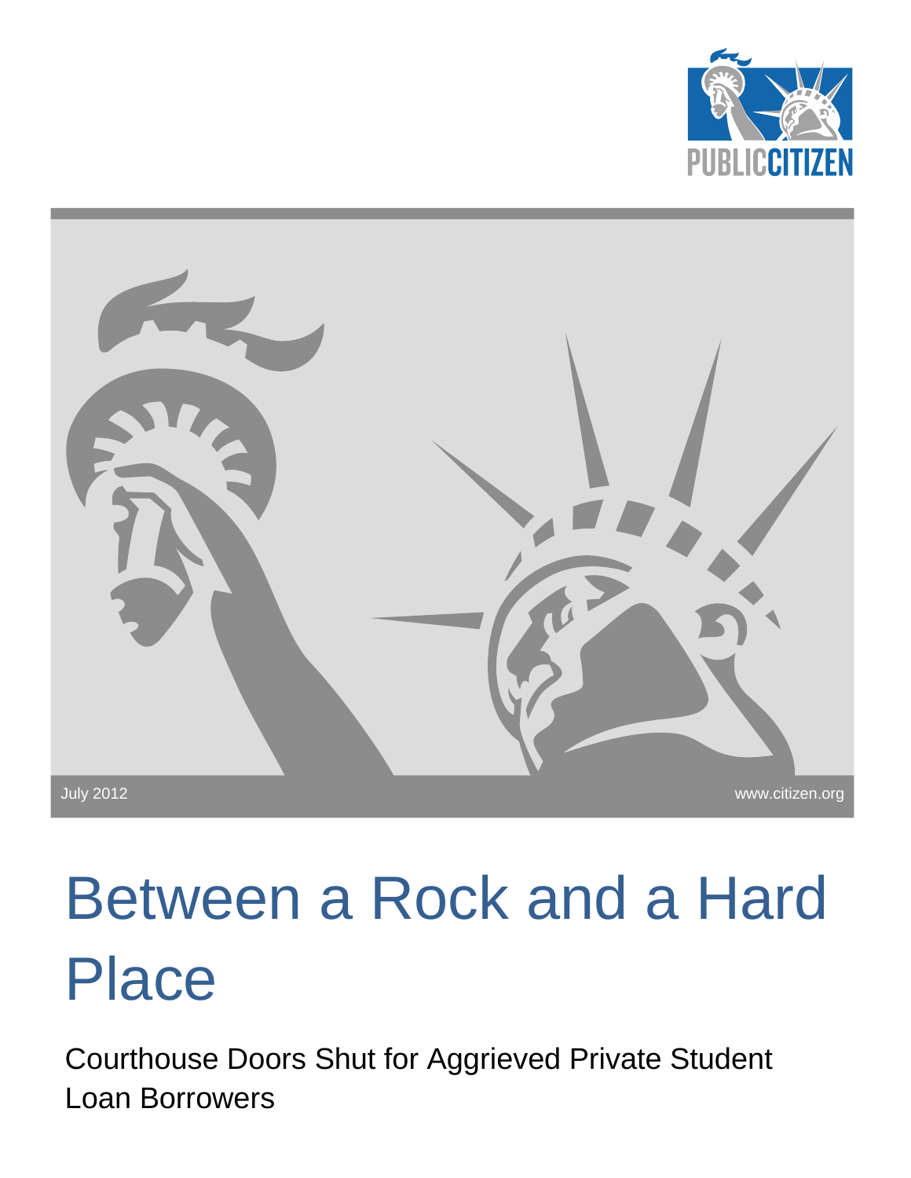PUBLIC CITIZEN

July 2012

www.citizen.org

# Between a Rock and a Hard Place

## Courthouse Doors Shut for Aggrieved Private Student Loan Borrowers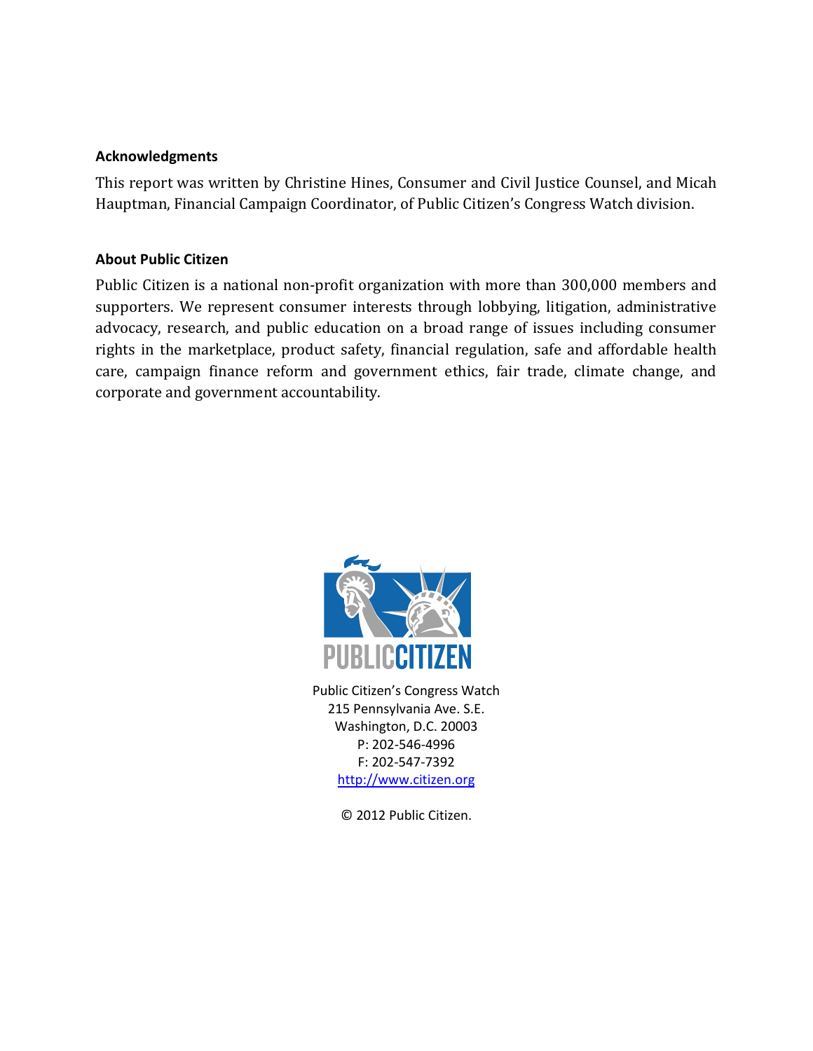**Acknowledgments**

This report was written by Christine Hines, Consumer and Civil Justice Counsel, and Micah Hauptman, Financial Campaign Coordinator, of Public Citizen's Congress Watch division.

**About Public Citizen**

Public Citizen is a national non-profit organization with more than 300,000 members and supporters. We represent consumer interests through lobbying, litigation, administrative advocacy, research, and public education on a broad range of issues including consumer rights in the marketplace, product safety, financial regulation, safe and affordable health care, campaign finance reform and government ethics, fair trade, climate change, and corporate and government accountability.

PUBLIC CITIZEN

Public Citizen's Congress Watch
215 Pennsylvania Ave. S.E.
Washington, D.C. 20003
P: 202-546-4996
F: 202-547-7392
http://www.citizen.org

© 2012 Public Citizen.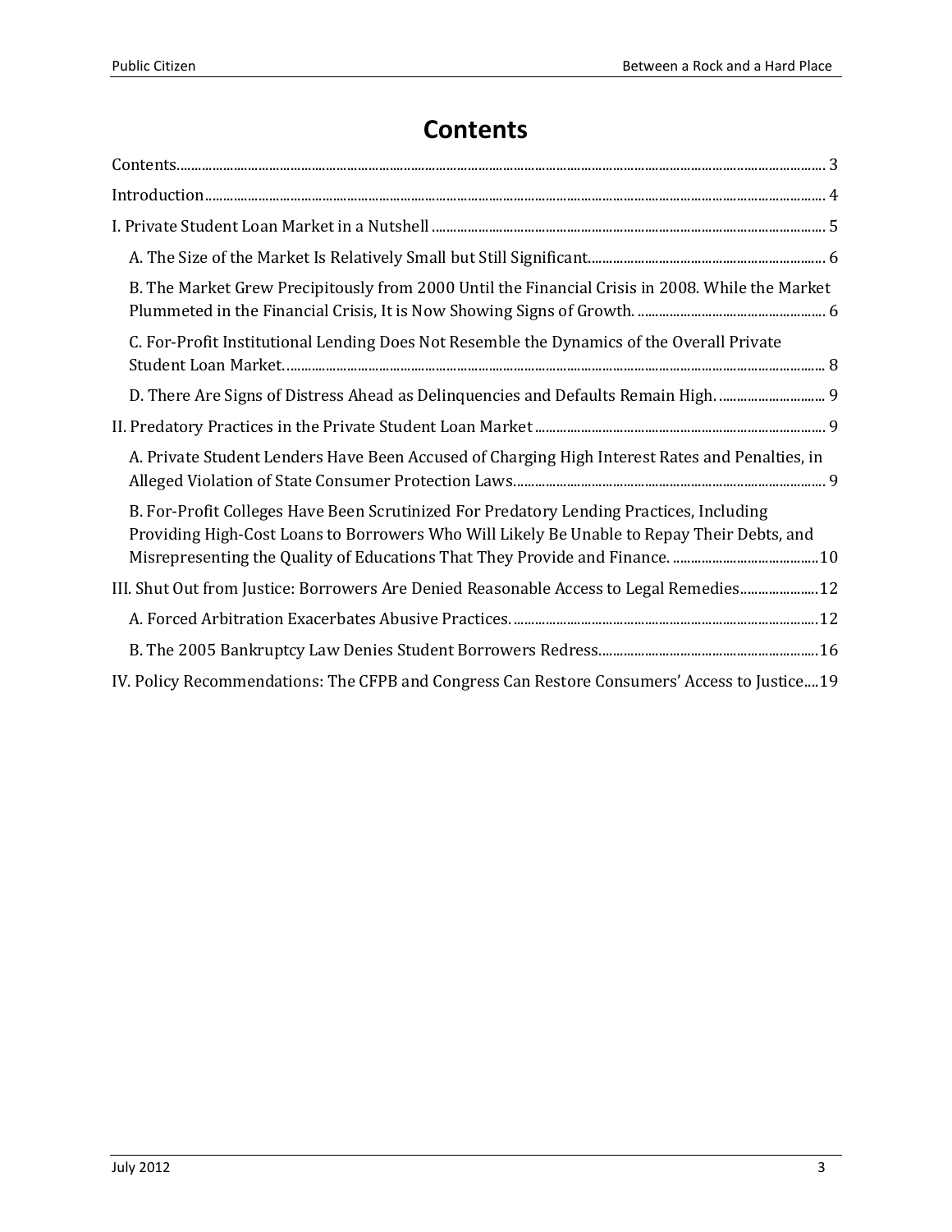# Contents

Contents ... 3

Introduction ... 4

I. Private Student Loan Market in a Nutshell ... 5

- A. The Size of the Market Is Relatively Small but Still Significant ... 6
- B. The Market Grew Precipitously from 2000 Until the Financial Crisis in 2008. While the Market Plummeted in the Financial Crisis, It is Now Showing Signs of Growth. ... 6
- C. For-Profit Institutional Lending Does Not Resemble the Dynamics of the Overall Private Student Loan Market. ... 8
- D. There Are Signs of Distress Ahead as Delinquencies and Defaults Remain High. ... 9

II. Predatory Practices in the Private Student Loan Market ... 9

- A. Private Student Lenders Have Been Accused of Charging High Interest Rates and Penalties, in Alleged Violation of State Consumer Protection Laws ... 9
- B. For-Profit Colleges Have Been Scrutinized For Predatory Lending Practices, Including Providing High-Cost Loans to Borrowers Who Will Likely Be Unable to Repay Their Debts, and Misrepresenting the Quality of Educations That They Provide and Finance. ... 10

III. Shut Out from Justice: Borrowers Are Denied Reasonable Access to Legal Remedies ... 12

- A. Forced Arbitration Exacerbates Abusive Practices. ... 12
- B. The 2005 Bankruptcy Law Denies Student Borrowers Redress ... 16

IV. Policy Recommendations: The CFPB and Congress Can Restore Consumers' Access to Justice ... 19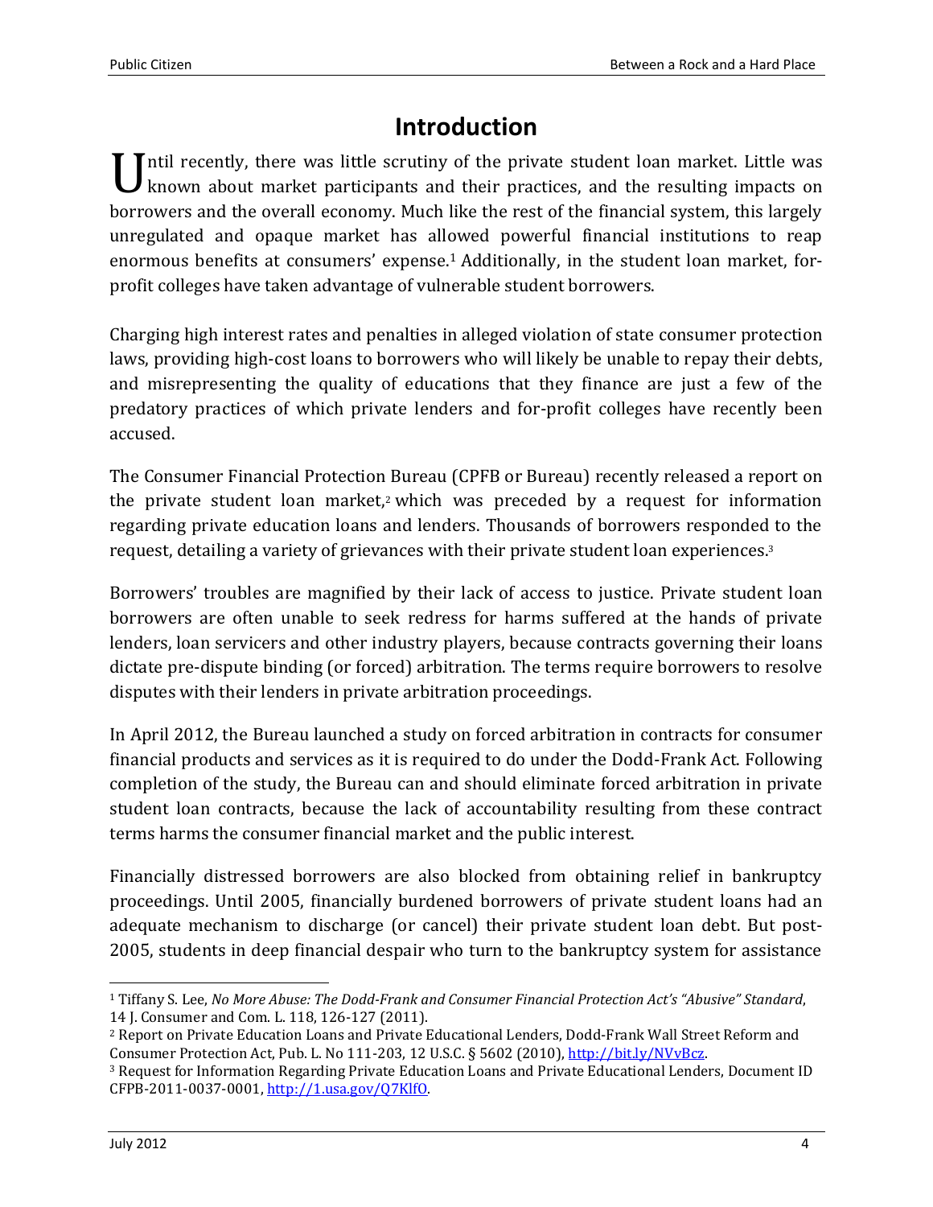# Introduction

Until recently, there was little scrutiny of the private student loan market. Little was known about market participants and their practices, and the resulting impacts on borrowers and the overall economy. Much like the rest of the financial system, this largely unregulated and opaque market has allowed powerful financial institutions to reap enormous benefits at consumers' expense.[1] Additionally, in the student loan market, for-profit colleges have taken advantage of vulnerable student borrowers.

Charging high interest rates and penalties in alleged violation of state consumer protection laws, providing high-cost loans to borrowers who will likely be unable to repay their debts, and misrepresenting the quality of educations that they finance are just a few of the predatory practices of which private lenders and for-profit colleges have recently been accused.

The Consumer Financial Protection Bureau (CPFB or Bureau) recently released a report on the private student loan market,[2] which was preceded by a request for information regarding private education loans and lenders. Thousands of borrowers responded to the request, detailing a variety of grievances with their private student loan experiences.[3]

Borrowers' troubles are magnified by their lack of access to justice. Private student loan borrowers are often unable to seek redress for harms suffered at the hands of private lenders, loan servicers and other industry players, because contracts governing their loans dictate pre-dispute binding (or forced) arbitration. The terms require borrowers to resolve disputes with their lenders in private arbitration proceedings.

In April 2012, the Bureau launched a study on forced arbitration in contracts for consumer financial products and services as it is required to do under the Dodd-Frank Act. Following completion of the study, the Bureau can and should eliminate forced arbitration in private student loan contracts, because the lack of accountability resulting from these contract terms harms the consumer financial market and the public interest.

Financially distressed borrowers are also blocked from obtaining relief in bankruptcy proceedings. Until 2005, financially burdened borrowers of private student loans had an adequate mechanism to discharge (or cancel) their private student loan debt. But post-2005, students in deep financial despair who turn to the bankruptcy system for assistance

---

[1] Tiffany S. Lee, *No More Abuse: The Dodd-Frank and Consumer Financial Protection Act's "Abusive" Standard*, 14 J. Consumer and Com. L. 118, 126-127 (2011).

[2] Report on Private Education Loans and Private Educational Lenders, Dodd-Frank Wall Street Reform and Consumer Protection Act, Pub. L. No 111-203, 12 U.S.C. § 5602 (2010), http://bit.ly/NVvBcz.

[3] Request for Information Regarding Private Education Loans and Private Educational Lenders, Document ID CFPB-2011-0037-0001, http://1.usa.gov/Q7KlfO.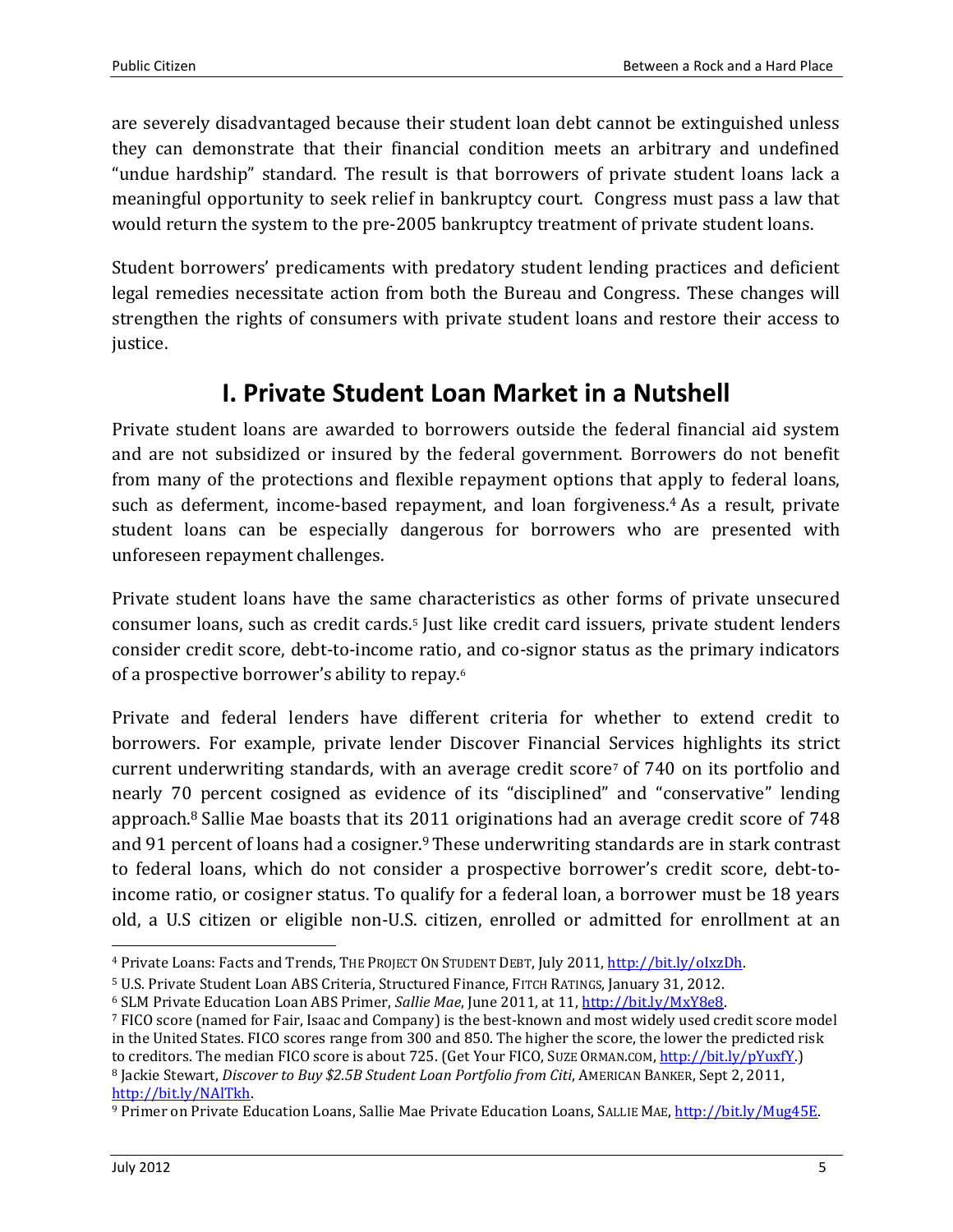are severely disadvantaged because their student loan debt cannot be extinguished unless they can demonstrate that their financial condition meets an arbitrary and undefined "undue hardship" standard. The result is that borrowers of private student loans lack a meaningful opportunity to seek relief in bankruptcy court. Congress must pass a law that would return the system to the pre-2005 bankruptcy treatment of private student loans.

Student borrowers' predicaments with predatory student lending practices and deficient legal remedies necessitate action from both the Bureau and Congress. These changes will strengthen the rights of consumers with private student loans and restore their access to justice.

## I. Private Student Loan Market in a Nutshell

Private student loans are awarded to borrowers outside the federal financial aid system and are not subsidized or insured by the federal government. Borrowers do not benefit from many of the protections and flexible repayment options that apply to federal loans, such as deferment, income-based repayment, and loan forgiveness.[4] As a result, private student loans can be especially dangerous for borrowers who are presented with unforeseen repayment challenges.

Private student loans have the same characteristics as other forms of private unsecured consumer loans, such as credit cards.[5] Just like credit card issuers, private student lenders consider credit score, debt-to-income ratio, and co-signor status as the primary indicators of a prospective borrower's ability to repay.[6]

Private and federal lenders have different criteria for whether to extend credit to borrowers. For example, private lender Discover Financial Services highlights its strict current underwriting standards, with an average credit score[7] of 740 on its portfolio and nearly 70 percent cosigned as evidence of its "disciplined" and "conservative" lending approach.[8] Sallie Mae boasts that its 2011 originations had an average credit score of 748 and 91 percent of loans had a cosigner.[9] These underwriting standards are in stark contrast to federal loans, which do not consider a prospective borrower's credit score, debt-to-income ratio, or cosigner status. To qualify for a federal loan, a borrower must be 18 years old, a U.S citizen or eligible non-U.S. citizen, enrolled or admitted for enrollment at an

---

[4] Private Loans: Facts and Trends, THE PROJECT ON STUDENT DEBT, July 2011, http://bit.ly/oIxzDh.

[5] U.S. Private Student Loan ABS Criteria, Structured Finance, FITCH RATINGS, January 31, 2012.

[6] SLM Private Education Loan ABS Primer, *Sallie Mae*, June 2011, at 11, http://bit.ly/MxY8e8.

[7] FICO score (named for Fair, Isaac and Company) is the best-known and most widely used credit score model in the United States. FICO scores range from 300 and 850. The higher the score, the lower the predicted risk to creditors. The median FICO score is about 725. (Get Your FICO, SUZE ORMAN.COM, http://bit.ly/pYuxfY.)

[8] Jackie Stewart, *Discover to Buy $2.5B Student Loan Portfolio from Citi*, AMERICAN BANKER, Sept 2, 2011, http://bit.ly/NAlTkh.

[9] Primer on Private Education Loans, Sallie Mae Private Education Loans, SALLIE MAE, http://bit.ly/Mug45E.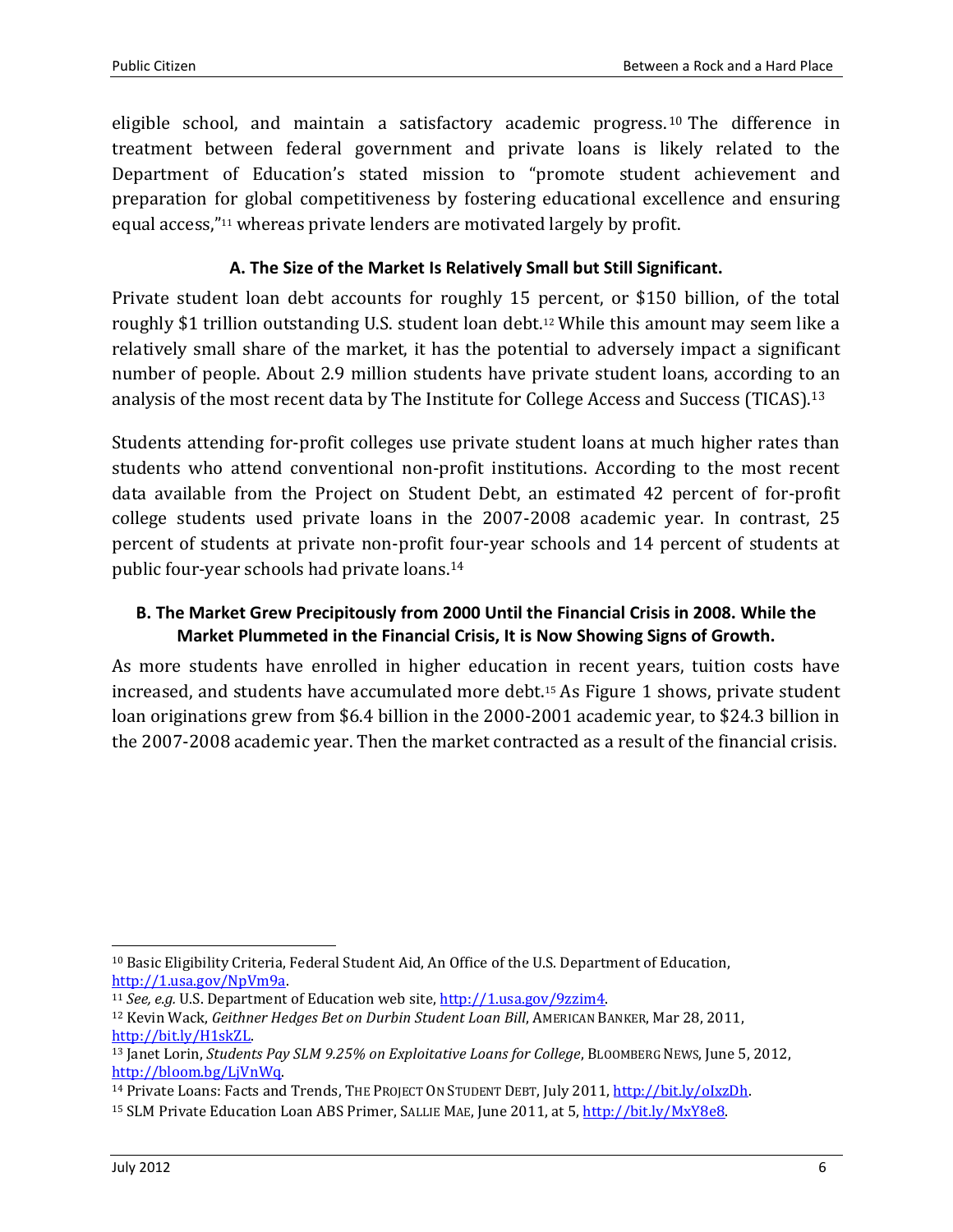eligible school, and maintain a satisfactory academic progress.[10] The difference in treatment between federal government and private loans is likely related to the Department of Education's stated mission to "promote student achievement and preparation for global competitiveness by fostering educational excellence and ensuring equal access,"[11] whereas private lenders are motivated largely by profit.

### A. The Size of the Market Is Relatively Small but Still Significant.

Private student loan debt accounts for roughly 15 percent, or $150 billion, of the total roughly $1 trillion outstanding U.S. student loan debt.[12] While this amount may seem like a relatively small share of the market, it has the potential to adversely impact a significant number of people. About 2.9 million students have private student loans, according to an analysis of the most recent data by The Institute for College Access and Success (TICAS).[13]

Students attending for-profit colleges use private student loans at much higher rates than students who attend conventional non-profit institutions. According to the most recent data available from the Project on Student Debt, an estimated 42 percent of for-profit college students used private loans in the 2007-2008 academic year. In contrast, 25 percent of students at private non-profit four-year schools and 14 percent of students at public four-year schools had private loans.[14]

### B. The Market Grew Precipitously from 2000 Until the Financial Crisis in 2008. While the Market Plummeted in the Financial Crisis, It is Now Showing Signs of Growth.

As more students have enrolled in higher education in recent years, tuition costs have increased, and students have accumulated more debt.[15] As Figure 1 shows, private student loan originations grew from $6.4 billion in the 2000-2001 academic year, to $24.3 billion in the 2007-2008 academic year. Then the market contracted as a result of the financial crisis.

---

[10] Basic Eligibility Criteria, Federal Student Aid, An Office of the U.S. Department of Education, http://1.usa.gov/NpVm9a.

[11] *See, e.g.* U.S. Department of Education web site, http://1.usa.gov/9zzim4.

[12] Kevin Wack, *Geithner Hedges Bet on Durbin Student Loan Bill*, AMERICAN BANKER, Mar 28, 2011, http://bit.ly/H1skZL.

[13] Janet Lorin, *Students Pay SLM 9.25% on Exploitative Loans for College*, BLOOMBERG NEWS, June 5, 2012, http://bloom.bg/LjVnWq.

[14] Private Loans: Facts and Trends, THE PROJECT ON STUDENT DEBT, July 2011, http://bit.ly/oIxzDh.

[15] SLM Private Education Loan ABS Primer, SALLIE MAE, June 2011, at 5, http://bit.ly/MxY8e8.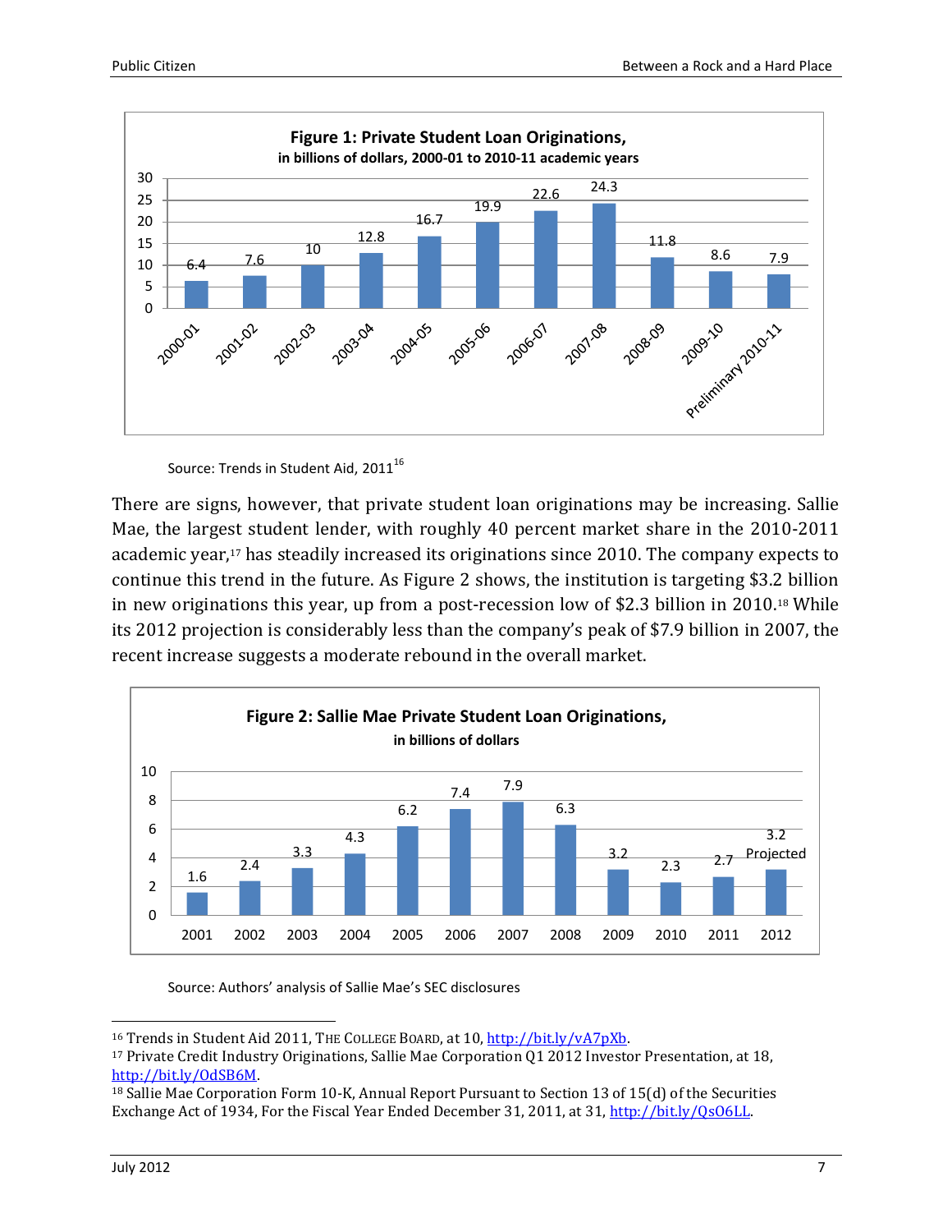**Figure 1: Private Student Loan Originations, in billions of dollars, 2000-01 to 2010-11 academic years**

| Academic Year | Originations |
|---|---|
| 2000-01 | 6.4 |
| 2001-02 | 7.6 |
| 2002-03 | 10 |
| 2003-04 | 12.8 |
| 2004-05 | 16.7 |
| 2005-06 | 19.9 |
| 2006-07 | 22.6 |
| 2007-08 | 24.3 |
| 2008-09 | 11.8 |
| 2009-10 | 8.6 |
| Preliminary 2010-11 | 7.9 |

Source: Trends in Student Aid, 2011[16]

There are signs, however, that private student loan originations may be increasing. Sallie Mae, the largest student lender, with roughly 40 percent market share in the 2010-2011 academic year,[17] has steadily increased its originations since 2010. The company expects to continue this trend in the future. As Figure 2 shows, the institution is targeting $3.2 billion in new originations this year, up from a post-recession low of $2.3 billion in 2010.[18] While its 2012 projection is considerably less than the company's peak of $7.9 billion in 2007, the recent increase suggests a moderate rebound in the overall market.

**Figure 2: Sallie Mae Private Student Loan Originations, in billions of dollars**

| Year | Originations |
|---|---|
| 2001 | 1.6 |
| 2002 | 2.4 |
| 2003 | 3.3 |
| 2004 | 4.3 |
| 2005 | 6.2 |
| 2006 | 7.4 |
| 2007 | 7.9 |
| 2008 | 6.3 |
| 2009 | 3.2 |
| 2010 | 2.3 |
| 2011 | 2.7 |
| 2012 | 3.2 Projected |

Source: Authors' analysis of Sallie Mae's SEC disclosures

---

[16] Trends in Student Aid 2011, THE COLLEGE BOARD, at 10, http://bit.ly/vA7pXb.

[17] Private Credit Industry Originations, Sallie Mae Corporation Q1 2012 Investor Presentation, at 18, http://bit.ly/OdSB6M.

[18] Sallie Mae Corporation Form 10-K, Annual Report Pursuant to Section 13 of 15(d) of the Securities Exchange Act of 1934, For the Fiscal Year Ended December 31, 2011, at 31, http://bit.ly/QsO6LL.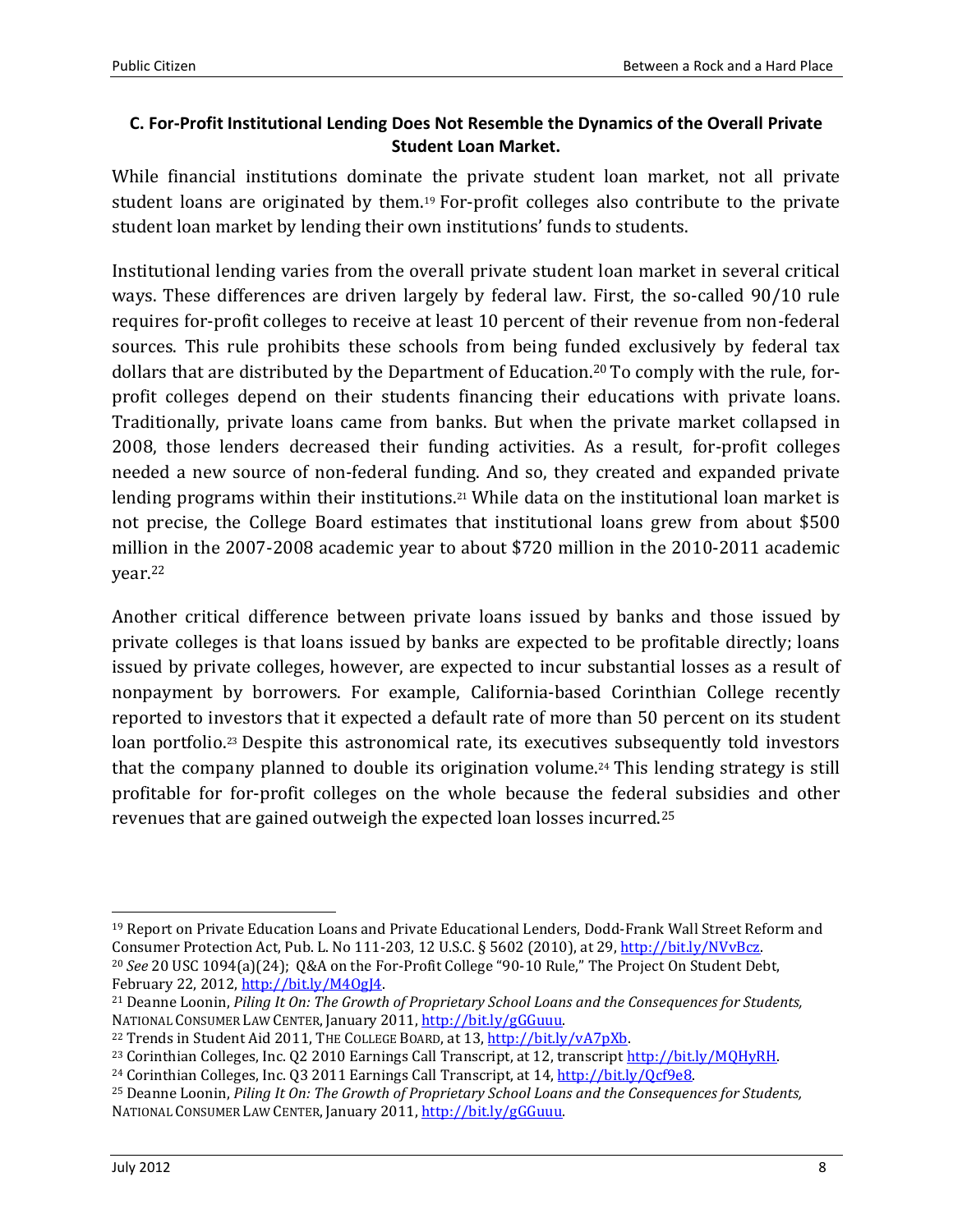### C. For-Profit Institutional Lending Does Not Resemble the Dynamics of the Overall Private Student Loan Market.

While financial institutions dominate the private student loan market, not all private student loans are originated by them.[19] For-profit colleges also contribute to the private student loan market by lending their own institutions' funds to students.

Institutional lending varies from the overall private student loan market in several critical ways. These differences are driven largely by federal law. First, the so-called 90/10 rule requires for-profit colleges to receive at least 10 percent of their revenue from non-federal sources. This rule prohibits these schools from being funded exclusively by federal tax dollars that are distributed by the Department of Education.[20] To comply with the rule, for-profit colleges depend on their students financing their educations with private loans. Traditionally, private loans came from banks. But when the private market collapsed in 2008, those lenders decreased their funding activities. As a result, for-profit colleges needed a new source of non-federal funding. And so, they created and expanded private lending programs within their institutions.[21] While data on the institutional loan market is not precise, the College Board estimates that institutional loans grew from about $500 million in the 2007-2008 academic year to about $720 million in the 2010-2011 academic year.[22]

Another critical difference between private loans issued by banks and those issued by private colleges is that loans issued by banks are expected to be profitable directly; loans issued by private colleges, however, are expected to incur substantial losses as a result of nonpayment by borrowers. For example, California-based Corinthian College recently reported to investors that it expected a default rate of more than 50 percent on its student loan portfolio.[23] Despite this astronomical rate, its executives subsequently told investors that the company planned to double its origination volume.[24] This lending strategy is still profitable for for-profit colleges on the whole because the federal subsidies and other revenues that are gained outweigh the expected loan losses incurred.[25]

---

[19] Report on Private Education Loans and Private Educational Lenders, Dodd-Frank Wall Street Reform and Consumer Protection Act, Pub. L. No 111-203, 12 U.S.C. § 5602 (2010), at 29, http://bit.ly/NVvBcz.

[20] *See* 20 USC 1094(a)(24); Q&A on the For-Profit College "90-10 Rule," The Project On Student Debt, February 22, 2012, http://bit.ly/M4OgJ4.

[21] Deanne Loonin, *Piling It On: The Growth of Proprietary School Loans and the Consequences for Students,* NATIONAL CONSUMER LAW CENTER, January 2011, http://bit.ly/gGGuuu.

[22] Trends in Student Aid 2011, THE COLLEGE BOARD, at 13, http://bit.ly/vA7pXb.

[23] Corinthian Colleges, Inc. Q2 2010 Earnings Call Transcript, at 12, transcript http://bit.ly/MQHyRH.

[24] Corinthian Colleges, Inc. Q3 2011 Earnings Call Transcript, at 14, http://bit.ly/Qcf9e8.

[25] Deanne Loonin, *Piling It On: The Growth of Proprietary School Loans and the Consequences for Students,* NATIONAL CONSUMER LAW CENTER, January 2011, http://bit.ly/gGGuuu.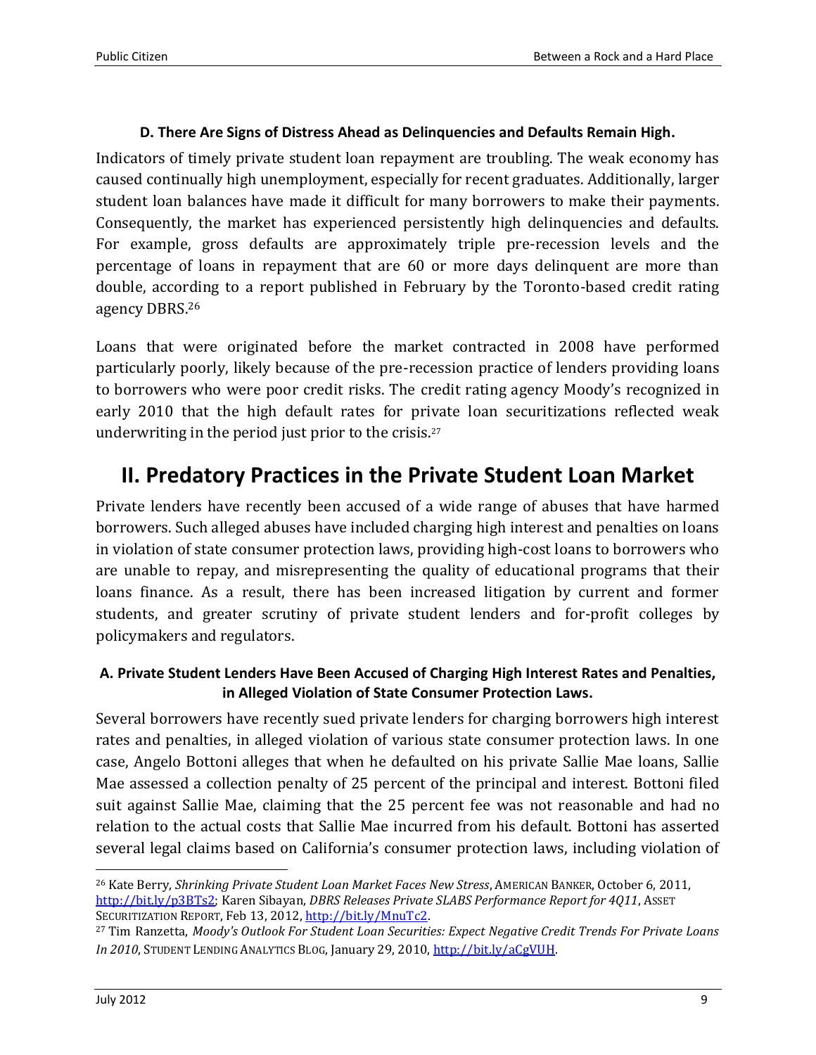### D. There Are Signs of Distress Ahead as Delinquencies and Defaults Remain High.

Indicators of timely private student loan repayment are troubling. The weak economy has caused continually high unemployment, especially for recent graduates. Additionally, larger student loan balances have made it difficult for many borrowers to make their payments. Consequently, the market has experienced persistently high delinquencies and defaults. For example, gross defaults are approximately triple pre-recession levels and the percentage of loans in repayment that are 60 or more days delinquent are more than double, according to a report published in February by the Toronto-based credit rating agency DBRS.[26]

Loans that were originated before the market contracted in 2008 have performed particularly poorly, likely because of the pre-recession practice of lenders providing loans to borrowers who were poor credit risks. The credit rating agency Moody's recognized in early 2010 that the high default rates for private loan securitizations reflected weak underwriting in the period just prior to the crisis.[27]

# II. Predatory Practices in the Private Student Loan Market

Private lenders have recently been accused of a wide range of abuses that have harmed borrowers. Such alleged abuses have included charging high interest and penalties on loans in violation of state consumer protection laws, providing high-cost loans to borrowers who are unable to repay, and misrepresenting the quality of educational programs that their loans finance. As a result, there has been increased litigation by current and former students, and greater scrutiny of private student lenders and for-profit colleges by policymakers and regulators.

### A. Private Student Lenders Have Been Accused of Charging High Interest Rates and Penalties, in Alleged Violation of State Consumer Protection Laws.

Several borrowers have recently sued private lenders for charging borrowers high interest rates and penalties, in alleged violation of various state consumer protection laws. In one case, Angelo Bottoni alleges that when he defaulted on his private Sallie Mae loans, Sallie Mae assessed a collection penalty of 25 percent of the principal and interest. Bottoni filed suit against Sallie Mae, claiming that the 25 percent fee was not reasonable and had no relation to the actual costs that Sallie Mae incurred from his default. Bottoni has asserted several legal claims based on California's consumer protection laws, including violation of

---

[26] Kate Berry, *Shrinking Private Student Loan Market Faces New Stress*, AMERICAN BANKER, October 6, 2011, http://bit.ly/p3BTs2; Karen Sibayan, *DBRS Releases Private SLABS Performance Report for 4Q11*, ASSET SECURITIZATION REPORT, Feb 13, 2012, http://bit.ly/MnuTc2.

[27] Tim Ranzetta, *Moody's Outlook For Student Loan Securities: Expect Negative Credit Trends For Private Loans In 2010*, STUDENT LENDING ANALYTICS BLOG, January 29, 2010, http://bit.ly/aCgVUH.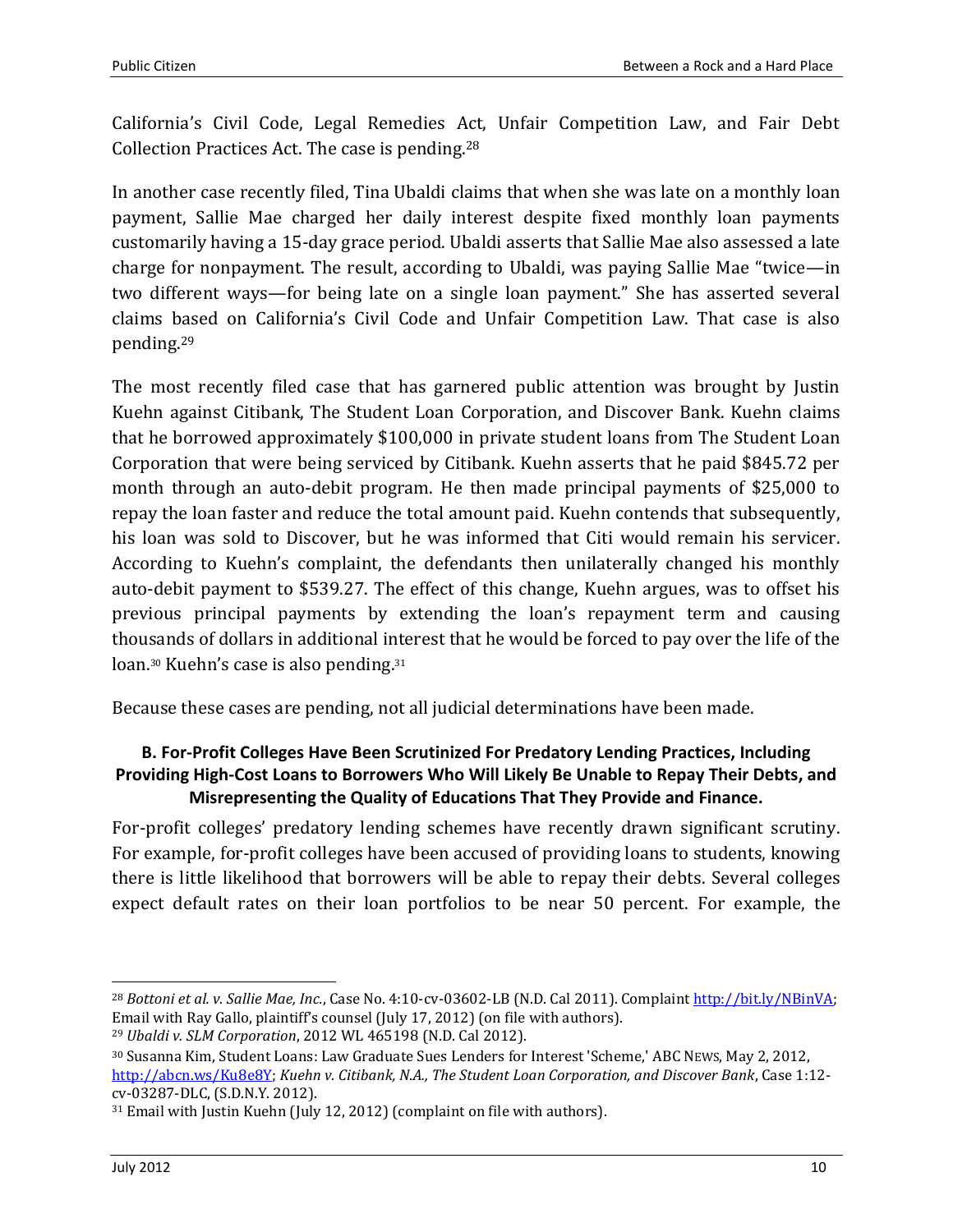California's Civil Code, Legal Remedies Act, Unfair Competition Law, and Fair Debt Collection Practices Act. The case is pending.[28]

In another case recently filed, Tina Ubaldi claims that when she was late on a monthly loan payment, Sallie Mae charged her daily interest despite fixed monthly loan payments customarily having a 15-day grace period. Ubaldi asserts that Sallie Mae also assessed a late charge for nonpayment. The result, according to Ubaldi, was paying Sallie Mae "twice—in two different ways—for being late on a single loan payment." She has asserted several claims based on California's Civil Code and Unfair Competition Law. That case is also pending.[29]

The most recently filed case that has garnered public attention was brought by Justin Kuehn against Citibank, The Student Loan Corporation, and Discover Bank. Kuehn claims that he borrowed approximately $100,000 in private student loans from The Student Loan Corporation that were being serviced by Citibank. Kuehn asserts that he paid $845.72 per month through an auto-debit program. He then made principal payments of $25,000 to repay the loan faster and reduce the total amount paid. Kuehn contends that subsequently, his loan was sold to Discover, but he was informed that Citi would remain his servicer. According to Kuehn's complaint, the defendants then unilaterally changed his monthly auto-debit payment to $539.27. The effect of this change, Kuehn argues, was to offset his previous principal payments by extending the loan's repayment term and causing thousands of dollars in additional interest that he would be forced to pay over the life of the loan.[30] Kuehn's case is also pending.[31]

Because these cases are pending, not all judicial determinations have been made.

### B. For-Profit Colleges Have Been Scrutinized For Predatory Lending Practices, Including Providing High-Cost Loans to Borrowers Who Will Likely Be Unable to Repay Their Debts, and Misrepresenting the Quality of Educations That They Provide and Finance.

For-profit colleges' predatory lending schemes have recently drawn significant scrutiny. For example, for-profit colleges have been accused of providing loans to students, knowing there is little likelihood that borrowers will be able to repay their debts. Several colleges expect default rates on their loan portfolios to be near 50 percent. For example, the

---

[28] *Bottoni et al. v. Sallie Mae, Inc.*, Case No. 4:10-cv-03602-LB (N.D. Cal 2011). Complaint http://bit.ly/NBinVA; Email with Ray Gallo, plaintiff's counsel (July 17, 2012) (on file with authors).

[29] *Ubaldi v. SLM Corporation*, 2012 WL 465198 (N.D. Cal 2012).

[30] Susanna Kim, Student Loans: Law Graduate Sues Lenders for Interest 'Scheme,' ABC NEWS, May 2, 2012, http://abcn.ws/Ku8e8Y; *Kuehn v. Citibank, N.A., The Student Loan Corporation, and Discover Bank*, Case 1:12-cv-03287-DLC, (S.D.N.Y. 2012).

[31] Email with Justin Kuehn (July 12, 2012) (complaint on file with authors).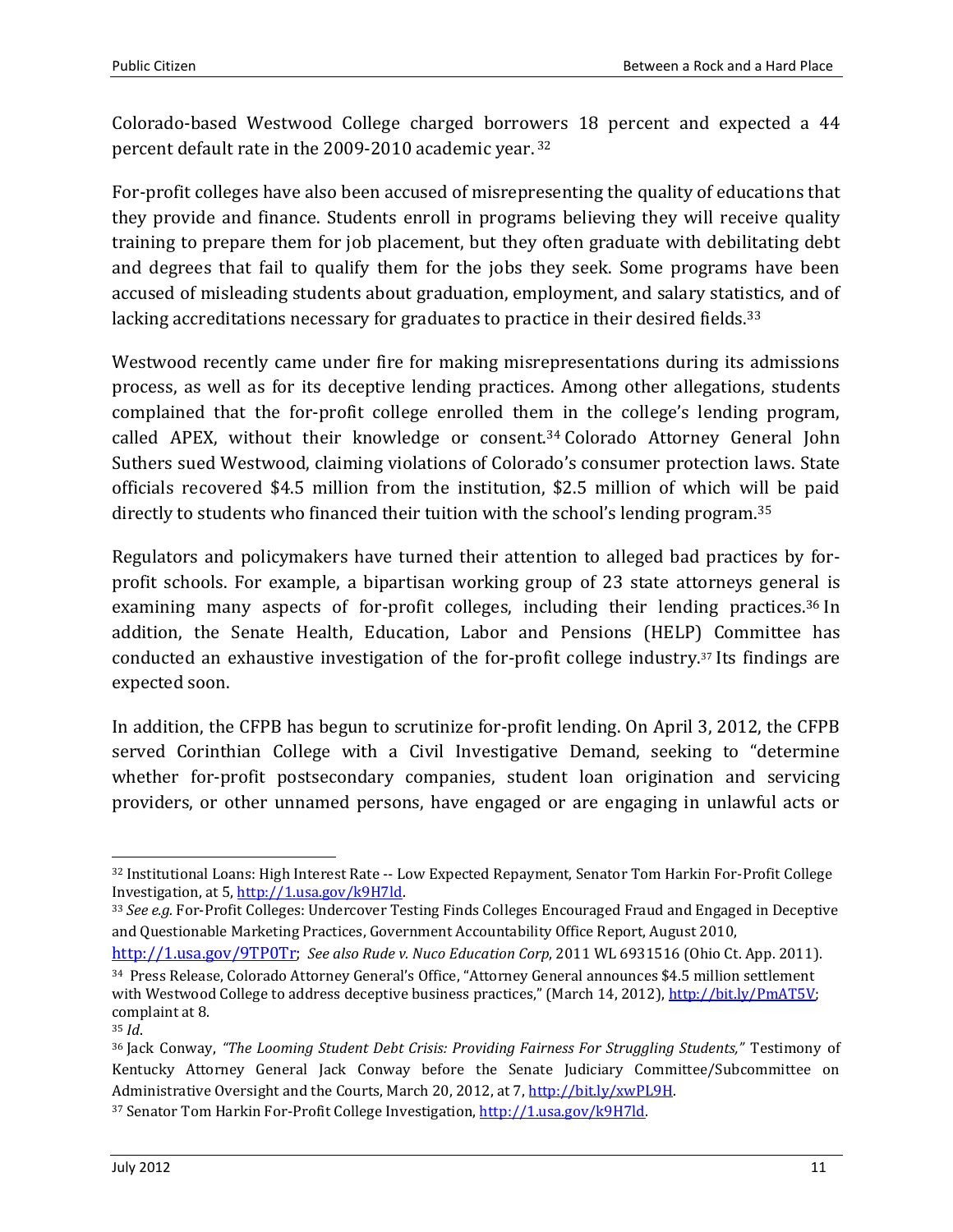Colorado-based Westwood College charged borrowers 18 percent and expected a 44 percent default rate in the 2009-2010 academic year.[32]

For-profit colleges have also been accused of misrepresenting the quality of educations that they provide and finance. Students enroll in programs believing they will receive quality training to prepare them for job placement, but they often graduate with debilitating debt and degrees that fail to qualify them for the jobs they seek. Some programs have been accused of misleading students about graduation, employment, and salary statistics, and of lacking accreditations necessary for graduates to practice in their desired fields.[33]

Westwood recently came under fire for making misrepresentations during its admissions process, as well as for its deceptive lending practices. Among other allegations, students complained that the for-profit college enrolled them in the college's lending program, called APEX, without their knowledge or consent.[34] Colorado Attorney General John Suthers sued Westwood, claiming violations of Colorado's consumer protection laws. State officials recovered $4.5 million from the institution, $2.5 million of which will be paid directly to students who financed their tuition with the school's lending program.[35]

Regulators and policymakers have turned their attention to alleged bad practices by for-profit schools. For example, a bipartisan working group of 23 state attorneys general is examining many aspects of for-profit colleges, including their lending practices.[36] In addition, the Senate Health, Education, Labor and Pensions (HELP) Committee has conducted an exhaustive investigation of the for-profit college industry.[37] Its findings are expected soon.

In addition, the CFPB has begun to scrutinize for-profit lending. On April 3, 2012, the CFPB served Corinthian College with a Civil Investigative Demand, seeking to "determine whether for-profit postsecondary companies, student loan origination and servicing providers, or other unnamed persons, have engaged or are engaging in unlawful acts or

---

[32] Institutional Loans: High Interest Rate -- Low Expected Repayment, Senator Tom Harkin For-Profit College Investigation, at 5, http://1.usa.gov/k9H7ld.

[33] *See e.g.* For-Profit Colleges: Undercover Testing Finds Colleges Encouraged Fraud and Engaged in Deceptive and Questionable Marketing Practices, Government Accountability Office Report, August 2010, http://1.usa.gov/9TP0Tr; *See also Rude v. Nuco Education Corp*, 2011 WL 6931516 (Ohio Ct. App. 2011).

[34] Press Release, Colorado Attorney General's Office, "Attorney General announces $4.5 million settlement with Westwood College to address deceptive business practices," (March 14, 2012), http://bit.ly/PmAT5V; complaint at 8.

[35] *Id*.

[36] Jack Conway, *"The Looming Student Debt Crisis: Providing Fairness For Struggling Students,"* Testimony of Kentucky Attorney General Jack Conway before the Senate Judiciary Committee/Subcommittee on Administrative Oversight and the Courts, March 20, 2012, at 7, http://bit.ly/xwPL9H.

[37] Senator Tom Harkin For-Profit College Investigation, http://1.usa.gov/k9H7ld.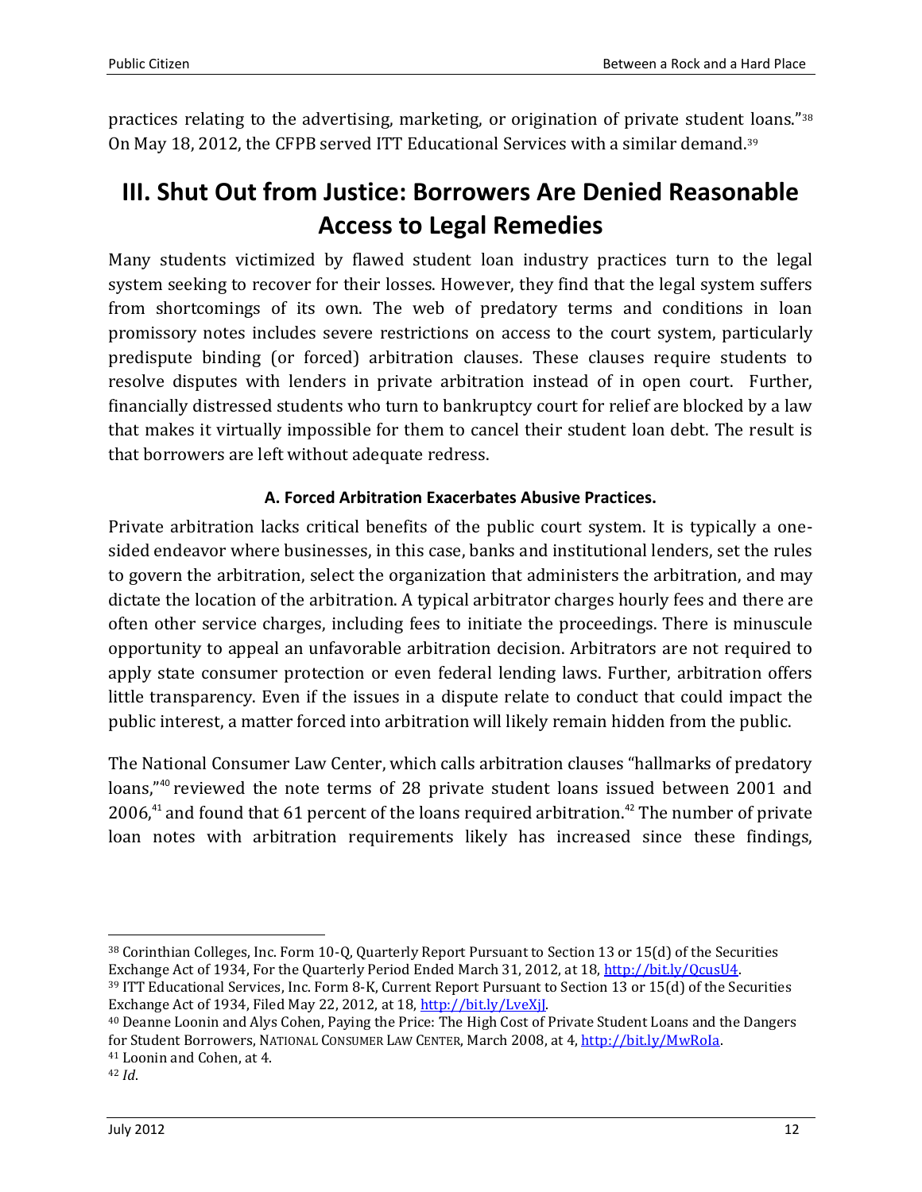practices relating to the advertising, marketing, or origination of private student loans."[38] On May 18, 2012, the CFPB served ITT Educational Services with a similar demand.[39]

# III. Shut Out from Justice: Borrowers Are Denied Reasonable Access to Legal Remedies

Many students victimized by flawed student loan industry practices turn to the legal system seeking to recover for their losses. However, they find that the legal system suffers from shortcomings of its own. The web of predatory terms and conditions in loan promissory notes includes severe restrictions on access to the court system, particularly predispute binding (or forced) arbitration clauses. These clauses require students to resolve disputes with lenders in private arbitration instead of in open court. Further, financially distressed students who turn to bankruptcy court for relief are blocked by a law that makes it virtually impossible for them to cancel their student loan debt. The result is that borrowers are left without adequate redress.

### A. Forced Arbitration Exacerbates Abusive Practices.

Private arbitration lacks critical benefits of the public court system. It is typically a one-sided endeavor where businesses, in this case, banks and institutional lenders, set the rules to govern the arbitration, select the organization that administers the arbitration, and may dictate the location of the arbitration. A typical arbitrator charges hourly fees and there are often other service charges, including fees to initiate the proceedings. There is minuscule opportunity to appeal an unfavorable arbitration decision. Arbitrators are not required to apply state consumer protection or even federal lending laws. Further, arbitration offers little transparency. Even if the issues in a dispute relate to conduct that could impact the public interest, a matter forced into arbitration will likely remain hidden from the public.

The National Consumer Law Center, which calls arbitration clauses "hallmarks of predatory loans,"[40] reviewed the note terms of 28 private student loans issued between 2001 and 2006,[41] and found that 61 percent of the loans required arbitration.[42] The number of private loan notes with arbitration requirements likely has increased since these findings,

---

[38] Corinthian Colleges, Inc. Form 10-Q, Quarterly Report Pursuant to Section 13 or 15(d) of the Securities Exchange Act of 1934, For the Quarterly Period Ended March 31, 2012, at 18, http://bit.ly/QcusU4.

[39] ITT Educational Services, Inc. Form 8-K, Current Report Pursuant to Section 13 or 15(d) of the Securities Exchange Act of 1934, Filed May 22, 2012, at 18, http://bit.ly/LveXjJ.

[40] Deanne Loonin and Alys Cohen, Paying the Price: The High Cost of Private Student Loans and the Dangers for Student Borrowers, NATIONAL CONSUMER LAW CENTER, March 2008, at 4, http://bit.ly/MwRoIa.

[41] Loonin and Cohen, at 4.

[42] *Id*.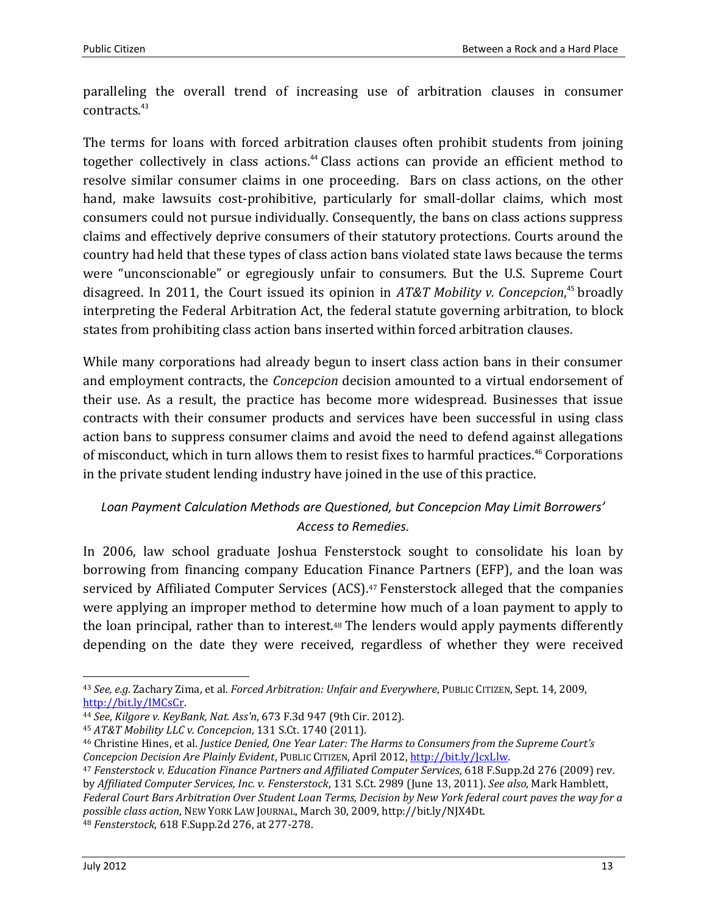paralleling the overall trend of increasing use of arbitration clauses in consumer contracts.[43]

The terms for loans with forced arbitration clauses often prohibit students from joining together collectively in class actions.[44] Class actions can provide an efficient method to resolve similar consumer claims in one proceeding. Bars on class actions, on the other hand, make lawsuits cost-prohibitive, particularly for small-dollar claims, which most consumers could not pursue individually. Consequently, the bans on class actions suppress claims and effectively deprive consumers of their statutory protections. Courts around the country had held that these types of class action bans violated state laws because the terms were "unconscionable" or egregiously unfair to consumers. But the U.S. Supreme Court disagreed. In 2011, the Court issued its opinion in *AT&T Mobility v. Concepcion*,[45] broadly interpreting the Federal Arbitration Act, the federal statute governing arbitration, to block states from prohibiting class action bans inserted within forced arbitration clauses.

While many corporations had already begun to insert class action bans in their consumer and employment contracts, the *Concepcion* decision amounted to a virtual endorsement of their use. As a result, the practice has become more widespread. Businesses that issue contracts with their consumer products and services have been successful in using class action bans to suppress consumer claims and avoid the need to defend against allegations of misconduct, which in turn allows them to resist fixes to harmful practices.[46] Corporations in the private student lending industry have joined in the use of this practice.

*Loan Payment Calculation Methods are Questioned, but Concepcion May Limit Borrowers' Access to Remedies.*

In 2006, law school graduate Joshua Fensterstock sought to consolidate his loan by borrowing from financing company Education Finance Partners (EFP), and the loan was serviced by Affiliated Computer Services (ACS).[47] Fensterstock alleged that the companies were applying an improper method to determine how much of a loan payment to apply to the loan principal, rather than to interest.[48] The lenders would apply payments differently depending on the date they were received, regardless of whether they were received

---

[43] *See, e.g*. Zachary Zima, et al. *Forced Arbitration: Unfair and Everywhere*, PUBLIC CITIZEN, Sept. 14, 2009, http://bit.ly/IMCsCr.

[44] *See*, *Kilgore v. KeyBank, Nat. Ass'n*, 673 F.3d 947 (9th Cir. 2012).

[45] *AT&T Mobility LLC v. Concepcion*, 131 S.Ct. 1740 (2011).

[46] Christine Hines, et al. *Justice Denied, One Year Later: The Harms to Consumers from the Supreme Court's Concepcion Decision Are Plainly Evident*, PUBLIC CITIZEN, April 2012, http://bit.ly/JcxLlw.

[47] *Fensterstock v. Education Finance Partners and Affiliated Computer Services*, 618 F.Supp.2d 276 (2009) rev. by *Affiliated Computer Services, Inc. v. Fensterstock*, 131 S.Ct. 2989 (June 13, 2011). *See also*, Mark Hamblett, *Federal Court Bars Arbitration Over Student Loan Terms, Decision by New York federal court paves the way for a possible class action*, NEW YORK LAW JOURNAL, March 30, 2009, http://bit.ly/NJX4Dt.

[48] *Fensterstock*, 618 F.Supp.2d 276, at 277-278.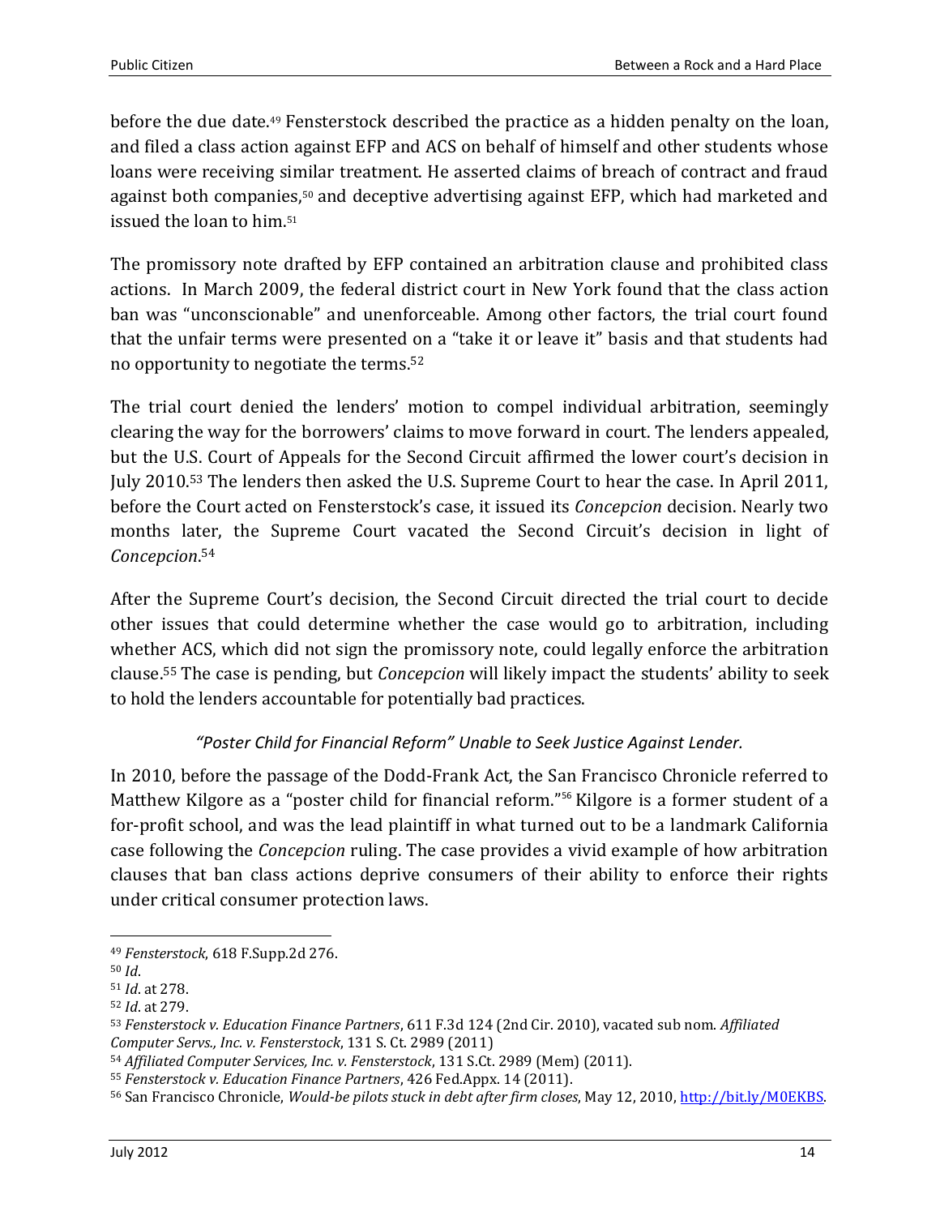before the due date.[49] Fensterstock described the practice as a hidden penalty on the loan, and filed a class action against EFP and ACS on behalf of himself and other students whose loans were receiving similar treatment. He asserted claims of breach of contract and fraud against both companies,[50] and deceptive advertising against EFP, which had marketed and issued the loan to him.[51]

The promissory note drafted by EFP contained an arbitration clause and prohibited class actions. In March 2009, the federal district court in New York found that the class action ban was "unconscionable" and unenforceable. Among other factors, the trial court found that the unfair terms were presented on a "take it or leave it" basis and that students had no opportunity to negotiate the terms.[52]

The trial court denied the lenders' motion to compel individual arbitration, seemingly clearing the way for the borrowers' claims to move forward in court. The lenders appealed, but the U.S. Court of Appeals for the Second Circuit affirmed the lower court's decision in July 2010.[53] The lenders then asked the U.S. Supreme Court to hear the case. In April 2011, before the Court acted on Fensterstock's case, it issued its *Concepcion* decision. Nearly two months later, the Supreme Court vacated the Second Circuit's decision in light of *Concepcion*.[54]

After the Supreme Court's decision, the Second Circuit directed the trial court to decide other issues that could determine whether the case would go to arbitration, including whether ACS, which did not sign the promissory note, could legally enforce the arbitration clause.[55] The case is pending, but *Concepcion* will likely impact the students' ability to seek to hold the lenders accountable for potentially bad practices.

*"Poster Child for Financial Reform" Unable to Seek Justice Against Lender.*

In 2010, before the passage of the Dodd-Frank Act, the San Francisco Chronicle referred to Matthew Kilgore as a "poster child for financial reform."[56] Kilgore is a former student of a for-profit school, and was the lead plaintiff in what turned out to be a landmark California case following the *Concepcion* ruling. The case provides a vivid example of how arbitration clauses that ban class actions deprive consumers of their ability to enforce their rights under critical consumer protection laws.

---

[49] *Fensterstock*, 618 F.Supp.2d 276.

[50] *Id*.

[51] *Id*. at 278.

[52] *Id*. at 279.

[53] *Fensterstock v. Education Finance Partners*, 611 F.3d 124 (2nd Cir. 2010), vacated sub nom. *Affiliated Computer Servs., Inc. v. Fensterstock*, 131 S. Ct. 2989 (2011)

[54] *Affiliated Computer Services, Inc. v. Fensterstock*, 131 S.Ct. 2989 (Mem) (2011).

[55] *Fensterstock v. Education Finance Partners*, 426 Fed.Appx. 14 (2011).

[56] San Francisco Chronicle, *Would-be pilots stuck in debt after firm closes*, May 12, 2010, http://bit.ly/M0EKBS.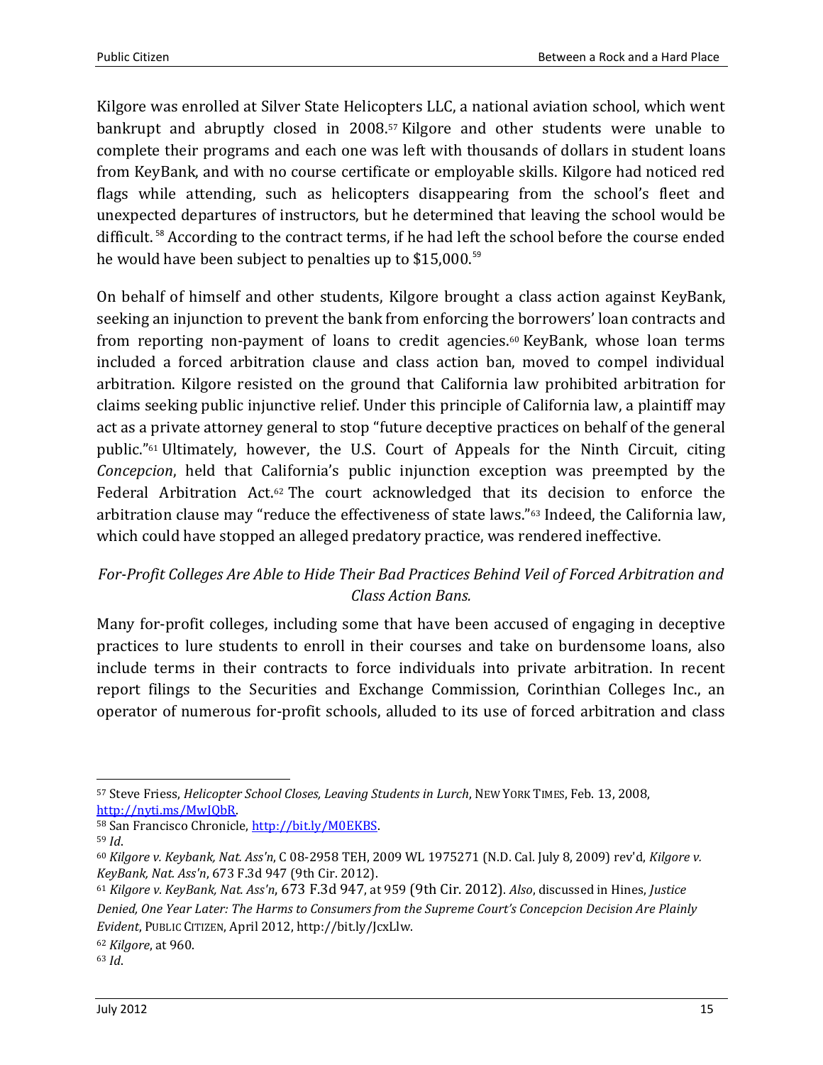Kilgore was enrolled at Silver State Helicopters LLC, a national aviation school, which went bankrupt and abruptly closed in 2008.[57] Kilgore and other students were unable to complete their programs and each one was left with thousands of dollars in student loans from KeyBank, and with no course certificate or employable skills. Kilgore had noticed red flags while attending, such as helicopters disappearing from the school's fleet and unexpected departures of instructors, but he determined that leaving the school would be difficult.[58] According to the contract terms, if he had left the school before the course ended he would have been subject to penalties up to $15,000.[59]

On behalf of himself and other students, Kilgore brought a class action against KeyBank, seeking an injunction to prevent the bank from enforcing the borrowers' loan contracts and from reporting non-payment of loans to credit agencies.[60] KeyBank, whose loan terms included a forced arbitration clause and class action ban, moved to compel individual arbitration. Kilgore resisted on the ground that California law prohibited arbitration for claims seeking public injunctive relief. Under this principle of California law, a plaintiff may act as a private attorney general to stop "future deceptive practices on behalf of the general public."[61] Ultimately, however, the U.S. Court of Appeals for the Ninth Circuit, citing *Concepcion*, held that California's public injunction exception was preempted by the Federal Arbitration Act.[62] The court acknowledged that its decision to enforce the arbitration clause may "reduce the effectiveness of state laws."[63] Indeed, the California law, which could have stopped an alleged predatory practice, was rendered ineffective.

*For-Profit Colleges Are Able to Hide Their Bad Practices Behind Veil of Forced Arbitration and Class Action Bans.*

Many for-profit colleges, including some that have been accused of engaging in deceptive practices to lure students to enroll in their courses and take on burdensome loans, also include terms in their contracts to force individuals into private arbitration. In recent report filings to the Securities and Exchange Commission, Corinthian Colleges Inc., an operator of numerous for-profit schools, alluded to its use of forced arbitration and class

---

[57] Steve Friess, *Helicopter School Closes, Leaving Students in Lurch*, NEW YORK TIMES, Feb. 13, 2008, http://nyti.ms/MwJQbR.

[58] San Francisco Chronicle, http://bit.ly/M0EKBS.

[59] *Id*.

[60] *Kilgore v. Keybank, Nat. Ass'n*, C 08-2958 TEH, 2009 WL 1975271 (N.D. Cal. July 8, 2009) rev'd, *Kilgore v. KeyBank, Nat. Ass'n*, 673 F.3d 947 (9th Cir. 2012).

[61] *Kilgore v. KeyBank, Nat. Ass'n*, 673 F.3d 947, at 959 (9th Cir. 2012). *Also*, discussed in Hines, *Justice Denied, One Year Later: The Harms to Consumers from the Supreme Court's Concepcion Decision Are Plainly Evident*, PUBLIC CITIZEN, April 2012, http://bit.ly/JcxLlw.

[62] *Kilgore*, at 960.

[63] *Id*.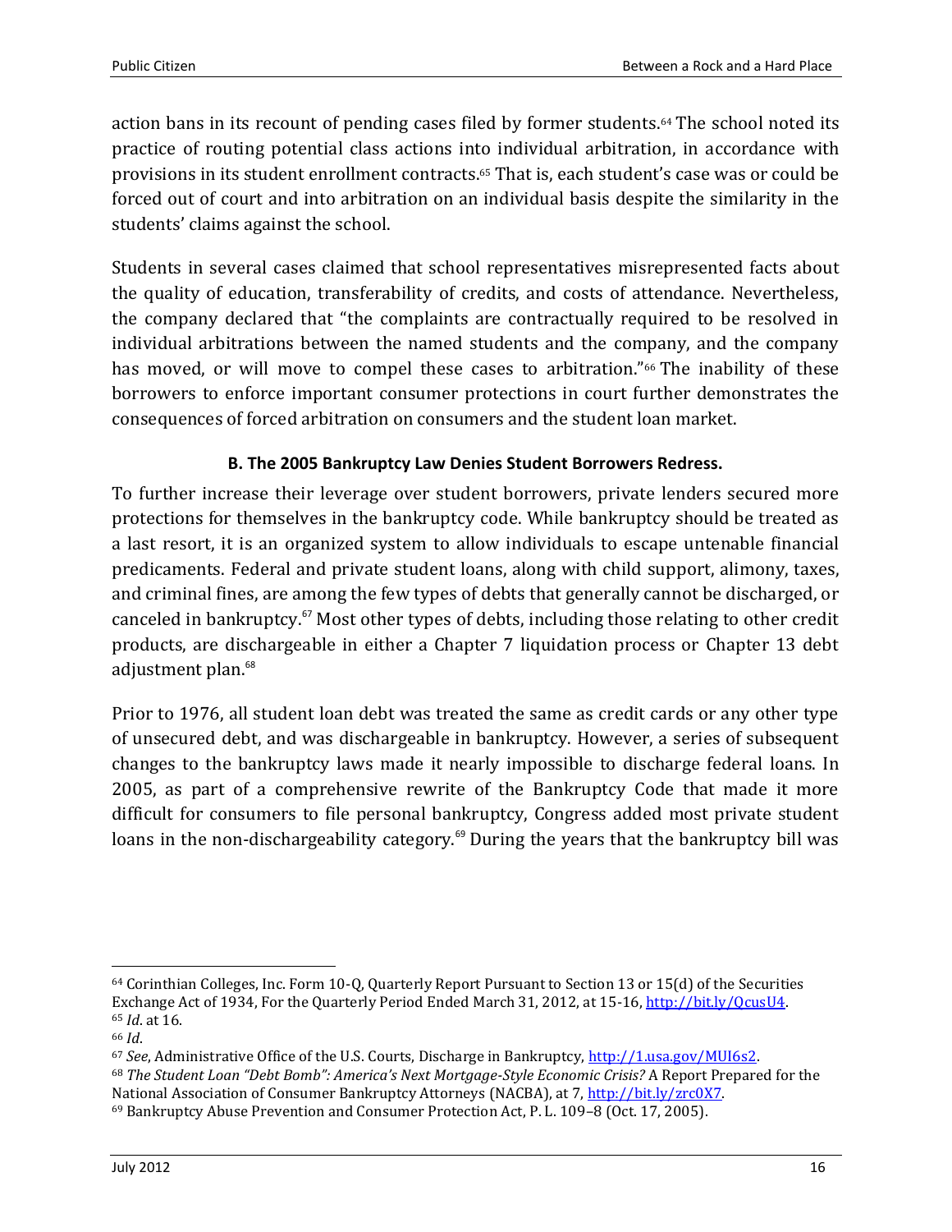action bans in its recount of pending cases filed by former students.[64] The school noted its practice of routing potential class actions into individual arbitration, in accordance with provisions in its student enrollment contracts.[65] That is, each student's case was or could be forced out of court and into arbitration on an individual basis despite the similarity in the students' claims against the school.

Students in several cases claimed that school representatives misrepresented facts about the quality of education, transferability of credits, and costs of attendance. Nevertheless, the company declared that "the complaints are contractually required to be resolved in individual arbitrations between the named students and the company, and the company has moved, or will move to compel these cases to arbitration."[66] The inability of these borrowers to enforce important consumer protections in court further demonstrates the consequences of forced arbitration on consumers and the student loan market.

### B. The 2005 Bankruptcy Law Denies Student Borrowers Redress.

To further increase their leverage over student borrowers, private lenders secured more protections for themselves in the bankruptcy code. While bankruptcy should be treated as a last resort, it is an organized system to allow individuals to escape untenable financial predicaments. Federal and private student loans, along with child support, alimony, taxes, and criminal fines, are among the few types of debts that generally cannot be discharged, or canceled in bankruptcy.[67] Most other types of debts, including those relating to other credit products, are dischargeable in either a Chapter 7 liquidation process or Chapter 13 debt adjustment plan.[68]

Prior to 1976, all student loan debt was treated the same as credit cards or any other type of unsecured debt, and was dischargeable in bankruptcy. However, a series of subsequent changes to the bankruptcy laws made it nearly impossible to discharge federal loans. In 2005, as part of a comprehensive rewrite of the Bankruptcy Code that made it more difficult for consumers to file personal bankruptcy, Congress added most private student loans in the non-dischargeability category.[69] During the years that the bankruptcy bill was

---

[64] Corinthian Colleges, Inc. Form 10-Q, Quarterly Report Pursuant to Section 13 or 15(d) of the Securities Exchange Act of 1934, For the Quarterly Period Ended March 31, 2012, at 15-16, http://bit.ly/QcusU4.

[65] *Id*. at 16.

[66] *Id*.

[67] *See*, Administrative Office of the U.S. Courts, Discharge in Bankruptcy, http://1.usa.gov/MUI6s2.

[68] *The Student Loan "Debt Bomb": America's Next Mortgage-Style Economic Crisis?* A Report Prepared for the National Association of Consumer Bankruptcy Attorneys (NACBA), at 7, http://bit.ly/zrc0X7.

[69] Bankruptcy Abuse Prevention and Consumer Protection Act, P. L. 109–8 (Oct. 17, 2005).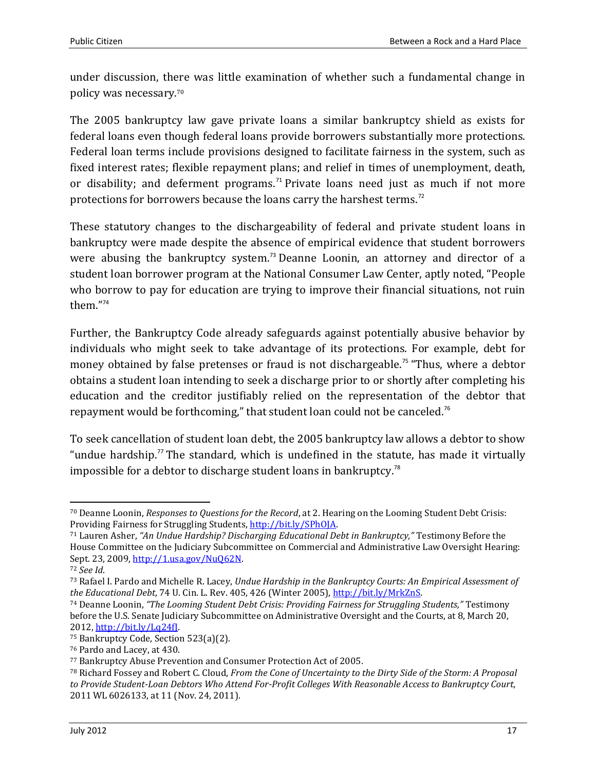under discussion, there was little examination of whether such a fundamental change in policy was necessary.[70]

The 2005 bankruptcy law gave private loans a similar bankruptcy shield as exists for federal loans even though federal loans provide borrowers substantially more protections. Federal loan terms include provisions designed to facilitate fairness in the system, such as fixed interest rates; flexible repayment plans; and relief in times of unemployment, death, or disability; and deferment programs.[71] Private loans need just as much if not more protections for borrowers because the loans carry the harshest terms.[72]

These statutory changes to the dischargeability of federal and private student loans in bankruptcy were made despite the absence of empirical evidence that student borrowers were abusing the bankruptcy system.[73] Deanne Loonin, an attorney and director of a student loan borrower program at the National Consumer Law Center, aptly noted, "People who borrow to pay for education are trying to improve their financial situations, not ruin them."[74]

Further, the Bankruptcy Code already safeguards against potentially abusive behavior by individuals who might seek to take advantage of its protections. For example, debt for money obtained by false pretenses or fraud is not dischargeable.[75] "Thus, where a debtor obtains a student loan intending to seek a discharge prior to or shortly after completing his education and the creditor justifiably relied on the representation of the debtor that repayment would be forthcoming," that student loan could not be canceled.[76]

To seek cancellation of student loan debt, the 2005 bankruptcy law allows a debtor to show "undue hardship.[77] The standard, which is undefined in the statute, has made it virtually impossible for a debtor to discharge student loans in bankruptcy.[78]

---

[70] Deanne Loonin, *Responses to Questions for the Record*, at 2. Hearing on the Looming Student Debt Crisis: Providing Fairness for Struggling Students, http://bit.ly/SPhOJA.

[71] Lauren Asher, *"An Undue Hardship? Discharging Educational Debt in Bankruptcy,"* Testimony Before the House Committee on the Judiciary Subcommittee on Commercial and Administrative Law Oversight Hearing: Sept. 23, 2009, http://1.usa.gov/NuQ62N.

[72] *See Id*.

[73] Rafael I. Pardo and Michelle R. Lacey, *Undue Hardship in the Bankruptcy Courts: An Empirical Assessment of the Educational Debt*, 74 U. Cin. L. Rev. 405, 426 (Winter 2005), http://bit.ly/MrkZnS.

[74] Deanne Loonin, *"The Looming Student Debt Crisis: Providing Fairness for Struggling Students,"* Testimony before the U.S. Senate Judiciary Subcommittee on Administrative Oversight and the Courts, at 8, March 20, 2012, http://bit.ly/Lq24fJ.

[75] Bankruptcy Code, Section 523(a)(2).

[76] Pardo and Lacey, at 430.

[77] Bankruptcy Abuse Prevention and Consumer Protection Act of 2005.

[78] Richard Fossey and Robert C. Cloud, *From the Cone of Uncertainty to the Dirty Side of the Storm: A Proposal to Provide Student-Loan Debtors Who Attend For-Profit Colleges With Reasonable Access to Bankruptcy Court*, 2011 WL 6026133, at 11 (Nov. 24, 2011).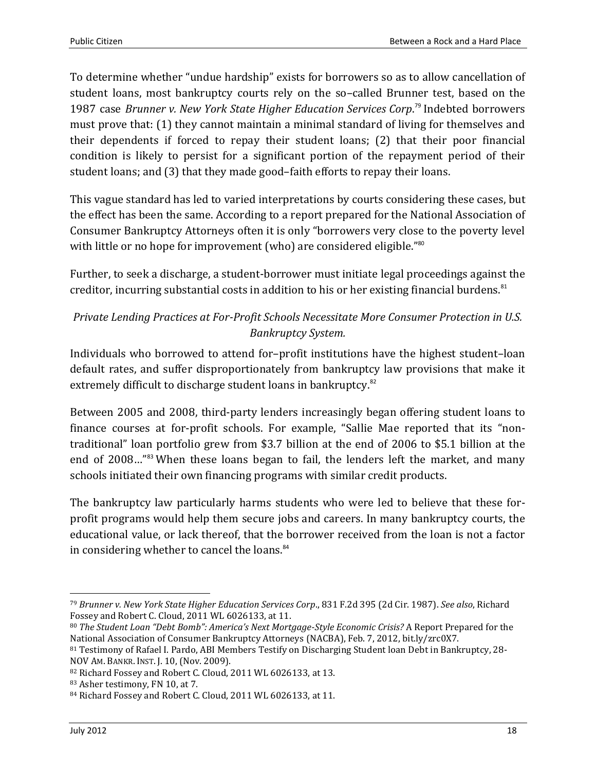To determine whether "undue hardship" exists for borrowers so as to allow cancellation of student loans, most bankruptcy courts rely on the so–called Brunner test, based on the 1987 case *Brunner v. New York State Higher Education Services Corp*.[79] Indebted borrowers must prove that: (1) they cannot maintain a minimal standard of living for themselves and their dependents if forced to repay their student loans; (2) that their poor financial condition is likely to persist for a significant portion of the repayment period of their student loans; and (3) that they made good–faith efforts to repay their loans.

This vague standard has led to varied interpretations by courts considering these cases, but the effect has been the same. According to a report prepared for the National Association of Consumer Bankruptcy Attorneys often it is only "borrowers very close to the poverty level with little or no hope for improvement (who) are considered eligible."[80]

Further, to seek a discharge, a student-borrower must initiate legal proceedings against the creditor, incurring substantial costs in addition to his or her existing financial burdens.[81]

*Private Lending Practices at For-Profit Schools Necessitate More Consumer Protection in U.S. Bankruptcy System.*

Individuals who borrowed to attend for–profit institutions have the highest student–loan default rates, and suffer disproportionately from bankruptcy law provisions that make it extremely difficult to discharge student loans in bankruptcy.[82]

Between 2005 and 2008, third-party lenders increasingly began offering student loans to finance courses at for-profit schools. For example, "Sallie Mae reported that its "non-traditional" loan portfolio grew from $3.7 billion at the end of 2006 to $5.1 billion at the end of 2008…"[83] When these loans began to fail, the lenders left the market, and many schools initiated their own financing programs with similar credit products.

The bankruptcy law particularly harms students who were led to believe that these for-profit programs would help them secure jobs and careers. In many bankruptcy courts, the educational value, or lack thereof, that the borrower received from the loan is not a factor in considering whether to cancel the loans.[84]

---

[79] *Brunner v. New York State Higher Education Services Corp*., 831 F.2d 395 (2d Cir. 1987). *See also*, Richard Fossey and Robert C. Cloud, 2011 WL 6026133, at 11.

[80] *The Student Loan "Debt Bomb": America's Next Mortgage-Style Economic Crisis?* A Report Prepared for the National Association of Consumer Bankruptcy Attorneys (NACBA), Feb. 7, 2012, bit.ly/zrc0X7.

[81] Testimony of Rafael I. Pardo, ABI Members Testify on Discharging Student loan Debt in Bankruptcy, 28-NOV AM. BANKR. INST. J. 10, (Nov. 2009).

[82] Richard Fossey and Robert C. Cloud, 2011 WL 6026133, at 13.

[83] Asher testimony, FN 10, at 7.

[84] Richard Fossey and Robert C. Cloud, 2011 WL 6026133, at 11.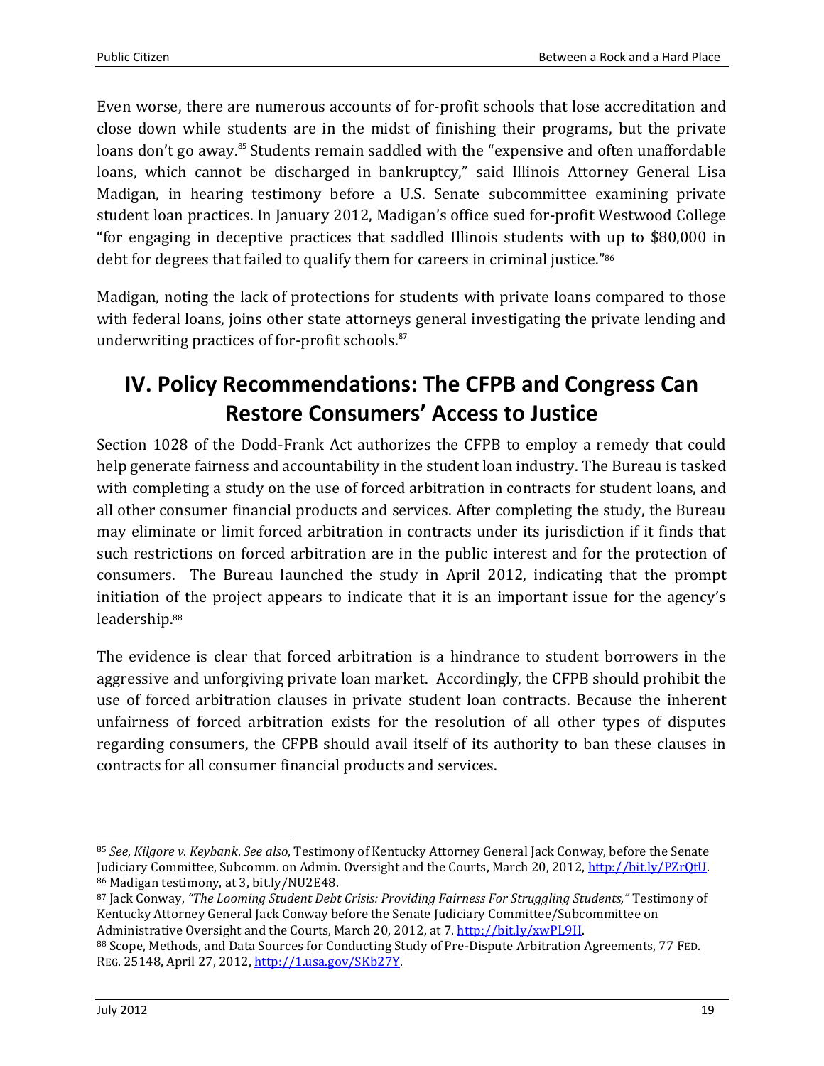Even worse, there are numerous accounts of for-profit schools that lose accreditation and close down while students are in the midst of finishing their programs, but the private loans don't go away.[85] Students remain saddled with the "expensive and often unaffordable loans, which cannot be discharged in bankruptcy," said Illinois Attorney General Lisa Madigan, in hearing testimony before a U.S. Senate subcommittee examining private student loan practices. In January 2012, Madigan's office sued for-profit Westwood College "for engaging in deceptive practices that saddled Illinois students with up to $80,000 in debt for degrees that failed to qualify them for careers in criminal justice."[86]

Madigan, noting the lack of protections for students with private loans compared to those with federal loans, joins other state attorneys general investigating the private lending and underwriting practices of for-profit schools.[87]

# IV. Policy Recommendations: The CFPB and Congress Can Restore Consumers' Access to Justice

Section 1028 of the Dodd-Frank Act authorizes the CFPB to employ a remedy that could help generate fairness and accountability in the student loan industry. The Bureau is tasked with completing a study on the use of forced arbitration in contracts for student loans, and all other consumer financial products and services. After completing the study, the Bureau may eliminate or limit forced arbitration in contracts under its jurisdiction if it finds that such restrictions on forced arbitration are in the public interest and for the protection of consumers. The Bureau launched the study in April 2012, indicating that the prompt initiation of the project appears to indicate that it is an important issue for the agency's leadership.[88]

The evidence is clear that forced arbitration is a hindrance to student borrowers in the aggressive and unforgiving private loan market. Accordingly, the CFPB should prohibit the use of forced arbitration clauses in private student loan contracts. Because the inherent unfairness of forced arbitration exists for the resolution of all other types of disputes regarding consumers, the CFPB should avail itself of its authority to ban these clauses in contracts for all consumer financial products and services.

---

[85] *See*, *Kilgore v. Keybank*. *See also*, Testimony of Kentucky Attorney General Jack Conway, before the Senate Judiciary Committee, Subcomm. on Admin. Oversight and the Courts, March 20, 2012, http://bit.ly/PZrQtU.

[86] Madigan testimony, at 3, bit.ly/NU2E48.

[87] Jack Conway, *"The Looming Student Debt Crisis: Providing Fairness For Struggling Students,"* Testimony of Kentucky Attorney General Jack Conway before the Senate Judiciary Committee/Subcommittee on Administrative Oversight and the Courts, March 20, 2012, at 7. http://bit.ly/xwPL9H.

[88] Scope, Methods, and Data Sources for Conducting Study of Pre-Dispute Arbitration Agreements, 77 FED. REG. 25148, April 27, 2012, http://1.usa.gov/SKb27Y.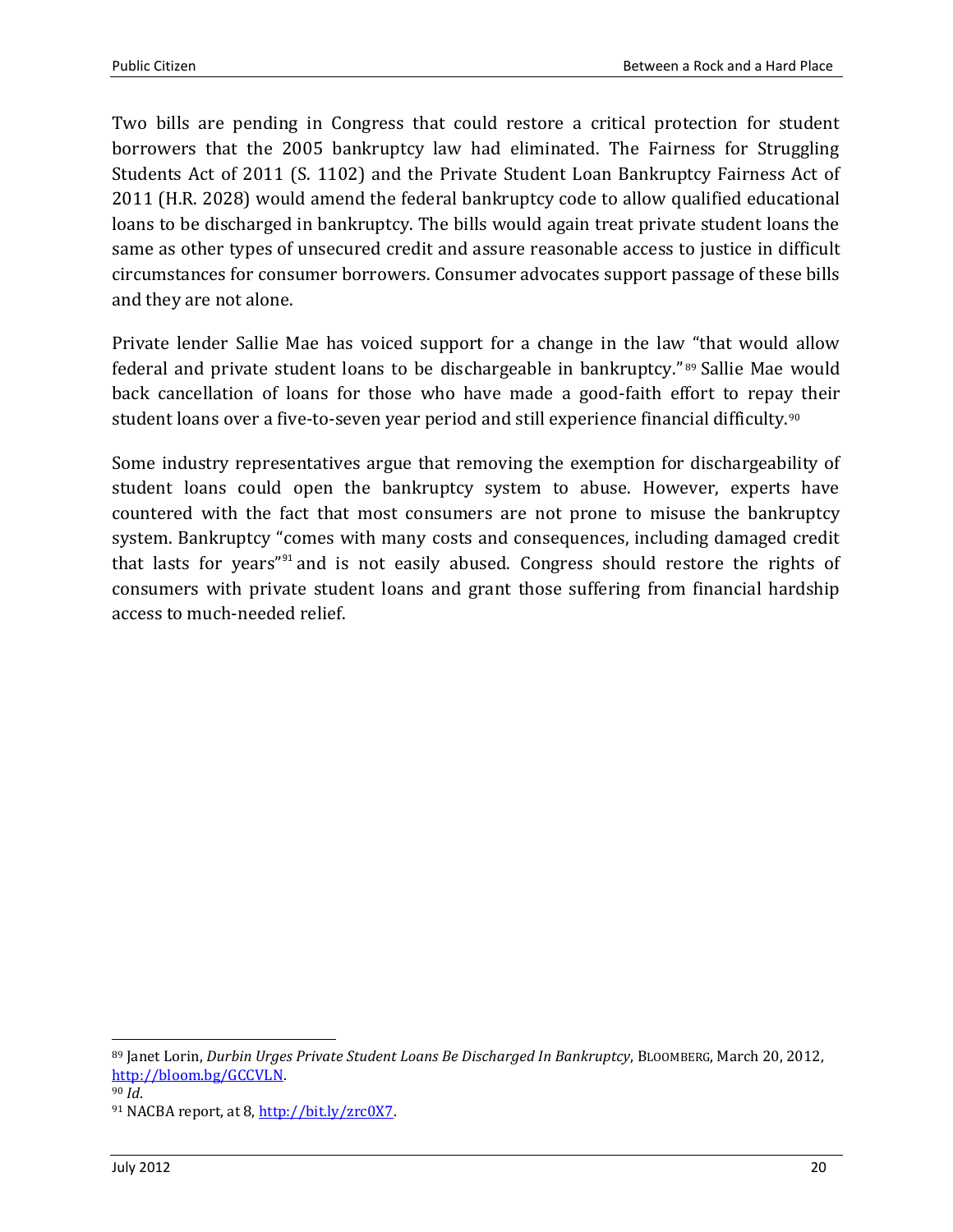Two bills are pending in Congress that could restore a critical protection for student borrowers that the 2005 bankruptcy law had eliminated. The Fairness for Struggling Students Act of 2011 (S. 1102) and the Private Student Loan Bankruptcy Fairness Act of 2011 (H.R. 2028) would amend the federal bankruptcy code to allow qualified educational loans to be discharged in bankruptcy. The bills would again treat private student loans the same as other types of unsecured credit and assure reasonable access to justice in difficult circumstances for consumer borrowers. Consumer advocates support passage of these bills and they are not alone.

Private lender Sallie Mae has voiced support for a change in the law "that would allow federal and private student loans to be dischargeable in bankruptcy."[89] Sallie Mae would back cancellation of loans for those who have made a good-faith effort to repay their student loans over a five-to-seven year period and still experience financial difficulty.[90]

Some industry representatives argue that removing the exemption for dischargeability of student loans could open the bankruptcy system to abuse. However, experts have countered with the fact that most consumers are not prone to misuse the bankruptcy system. Bankruptcy "comes with many costs and consequences, including damaged credit that lasts for years"[91] and is not easily abused. Congress should restore the rights of consumers with private student loans and grant those suffering from financial hardship access to much-needed relief.

---

[89] Janet Lorin, *Durbin Urges Private Student Loans Be Discharged In Bankruptcy*, BLOOMBERG, March 20, 2012, http://bloom.bg/GCCVLN.

[90] *Id*.

[91] NACBA report, at 8, http://bit.ly/zrc0X7.